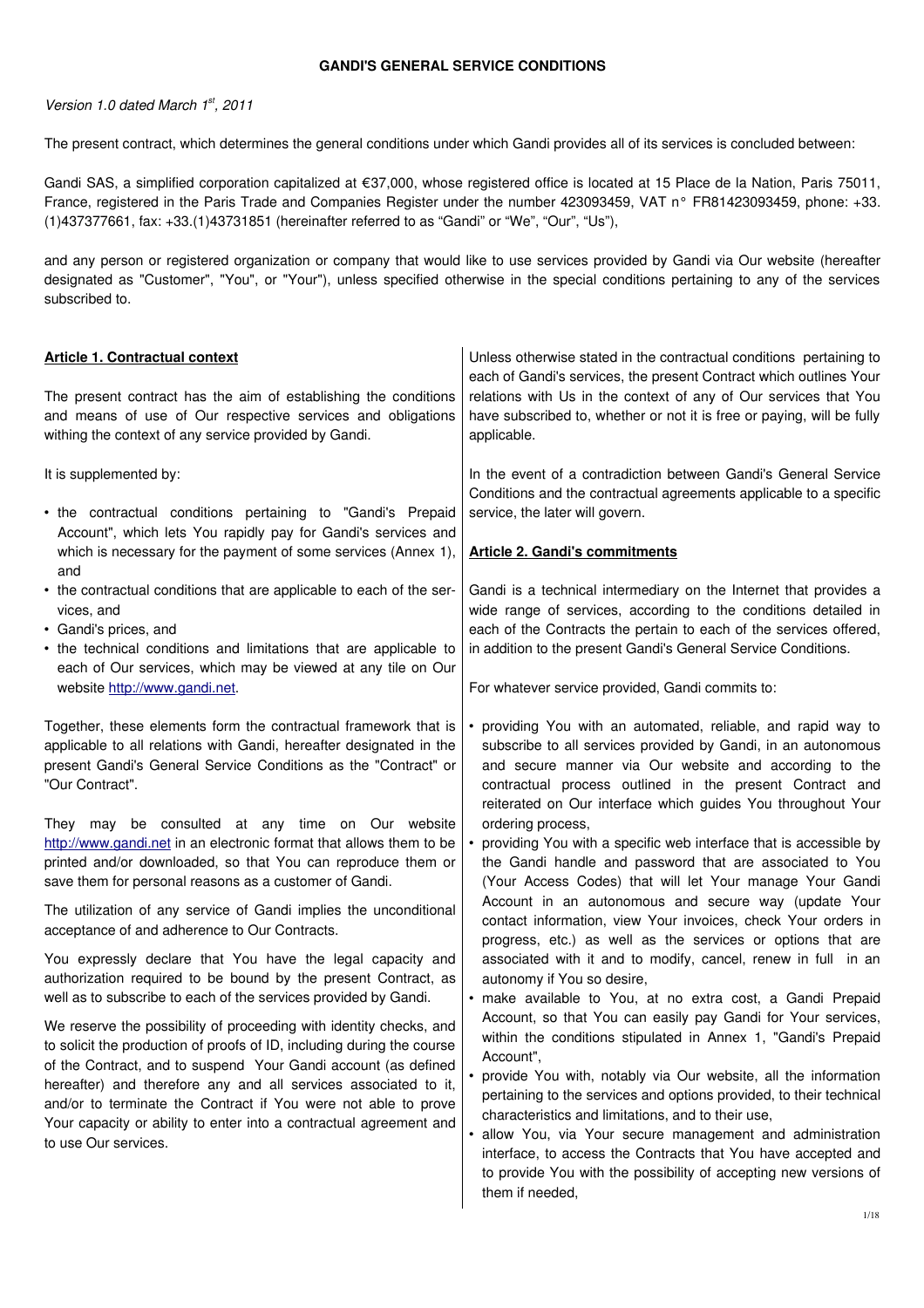# GANDI'S GENERAL SERVICE CONDITIONS

*Version 1.0 dated March 1st, 2011*

The present contract, which determines the general conditions under which Gandi provides all of its services is concluded between:

Gandi SAS, a simplified corporation capitalized at €37,000, whose registered office is located at 15 Place de la Nation, Paris 75011, France, registered in the Paris Trade and Companies Register under the number 423093459, VAT n° FR81423093459, phone: +33.(1)437377661, fax: +33.(1)43731851 (hereinafter referred to as "Gandi" or "We", "Our", "Us"),

and any person or registered organization or company that would like to use services provided by Gandi via Our website (hereafter designated as "Customer", "You", or "Your"), unless specified otherwise in the special conditions pertaining to any of the services subscribed to.

## Article 1. Contractual context

The present contract has the aim of establishing the conditions and means of use of Our respective services and obligations withing the context of any service provided by Gandi.

It is supplemented by:

- the contractual conditions pertaining to "Gandi's Prepaid Account", which lets You rapidly pay for Gandi's services and which is necessary for the payment of some services (Annex 1), and
- the contractual conditions that are applicable to each of the services, and
- Gandi's prices, and
- the technical conditions and limitations that are applicable to each of Our services, which may be viewed at any tile on Our website http://www.gandi.net.

Together, these elements form the contractual framework that is applicable to all relations with Gandi, hereafter designated in the present Gandi's General Service Conditions as the "Contract" or "Our Contract".

They may be consulted at any time on Our website http://www.gandi.net in an electronic format that allows them to be printed and/or downloaded, so that You can reproduce them or save them for personal reasons as a customer of Gandi.

The utilization of any service of Gandi implies the unconditional acceptance of and adherence to Our Contracts.

You expressly declare that You have the legal capacity and authorization required to be bound by the present Contract, as well as to subscribe to each of the services provided by Gandi.

We reserve the possibility of proceeding with identity checks, and to solicit the production of proofs of ID, including during the course of the Contract, and to suspend Your Gandi account (as defined hereafter) and therefore any and all services associated to it, and/or to terminate the Contract if You were not able to prove Your capacity or ability to enter into a contractual agreement and to use Our services.

Unless otherwise stated in the contractual conditions pertaining to each of Gandi's services, the present Contract which outlines Your relations with Us in the context of any of Our services that You have subscribed to, whether or not it is free or paying, will be fully applicable.

In the event of a contradiction between Gandi's General Service Conditions and the contractual agreements applicable to a specific service, the later will govern.

## Article 2. Gandi's commitments

Gandi is a technical intermediary on the Internet that provides a wide range of services, according to the conditions detailed in each of the Contracts the pertain to each of the services offered, in addition to the present Gandi's General Service Conditions.

For whatever service provided, Gandi commits to:

- providing You with an automated, reliable, and rapid way to subscribe to all services provided by Gandi, in an autonomous and secure manner via Our website and according to the contractual process outlined in the present Contract and reiterated on Our interface which guides You throughout Your ordering process,
- providing You with a specific web interface that is accessible by the Gandi handle and password that are associated to You (Your Access Codes) that will let Your manage Your Gandi Account in an autonomous and secure way (update Your contact information, view Your invoices, check Your orders in progress, etc.) as well as the services or options that are associated with it and to modify, cancel, renew in full in an autonomy if You so desire,
- make available to You, at no extra cost, a Gandi Prepaid Account, so that You can easily pay Gandi for Your services, within the conditions stipulated in Annex 1, "Gandi's Prepaid Account",
- provide You with, notably via Our website, all the information pertaining to the services and options provided, to their technical characteristics and limitations, and to their use,
- allow You, via Your secure management and administration interface, to access the Contracts that You have accepted and to provide You with the possibility of accepting new versions of them if needed,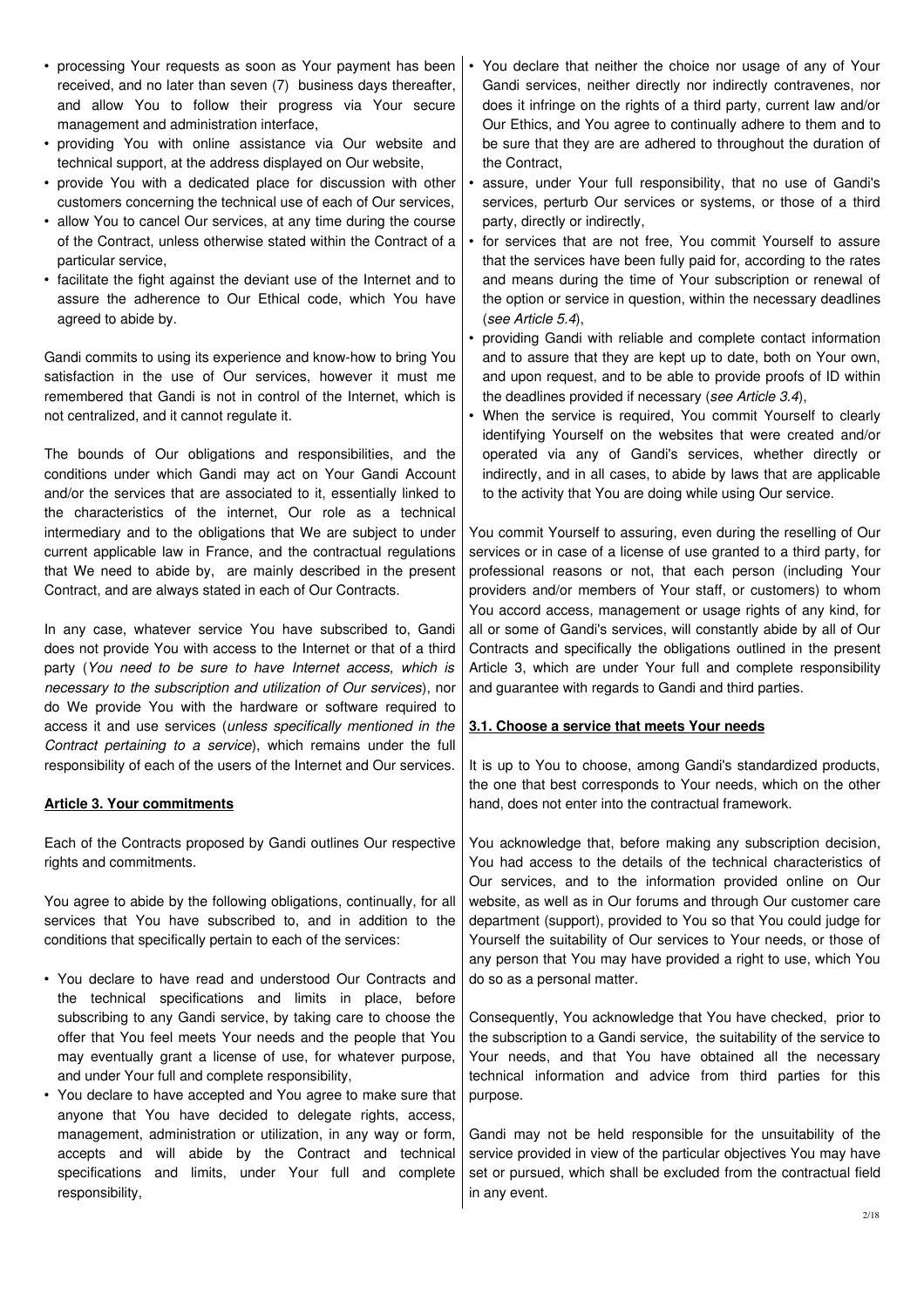- processing Your requests as soon as Your payment has been received, and no later than seven (7) business days thereafter, and allow You to follow their progress via Your secure management and administration interface,
- providing You with online assistance via Our website and technical support, at the address displayed on Our website,
- provide You with a dedicated place for discussion with other customers concerning the technical use of each of Our services,
- allow You to cancel Our services, at any time during the course of the Contract, unless otherwise stated within the Contract of a particular service,
- facilitate the fight against the deviant use of the Internet and to assure the adherence to Our Ethical code, which You have agreed to abide by.

Gandi commits to using its experience and know-how to bring You satisfaction in the use of Our services, however it must me remembered that Gandi is not in control of the Internet, which is not centralized, and it cannot regulate it.

The bounds of Our obligations and responsibilities, and the conditions under which Gandi may act on Your Gandi Account and/or the services that are associated to it, essentially linked to the characteristics of the internet, Our role as a technical intermediary and to the obligations that We are subject to under current applicable law in France, and the contractual regulations that We need to abide by, are mainly described in the present Contract, and are always stated in each of Our Contracts.

In any case, whatever service You have subscribed to, Gandi does not provide You with access to the Internet or that of a third party (*You need to be sure to have Internet access, which is necessary to the subscription and utilization of Our services*), nor do We provide You with the hardware or software required to access it and use services (*unless specifically mentioned in the Contract pertaining to a service*), which remains under the full responsibility of each of the users of the Internet and Our services.

## Article 3. Your commitments

Each of the Contracts proposed by Gandi outlines Our respective rights and commitments.

You agree to abide by the following obligations, continually, for all services that You have subscribed to, and in addition to the conditions that specifically pertain to each of the services:

- You declare to have read and understood Our Contracts and the technical specifications and limits in place, before subscribing to any Gandi service, by taking care to choose the offer that You feel meets Your needs and the people that You may eventually grant a license of use, for whatever purpose, and under Your full and complete responsibility,
- You declare to have accepted and You agree to make sure that anyone that You have decided to delegate rights, access, management, administration or utilization, in any way or form, accepts and will abide by the Contract and technical specifications and limits, under Your full and complete responsibility,
- You declare that neither the choice nor usage of any of Your Gandi services, neither directly nor indirectly contravenes, nor does it infringe on the rights of a third party, current law and/or Our Ethics, and You agree to continually adhere to them and to be sure that they are are adhered to throughout the duration of the Contract,
- assure, under Your full responsibility, that no use of Gandi's services, perturb Our services or systems, or those of a third party, directly or indirectly,
- for services that are not free, You commit Yourself to assure that the services have been fully paid for, according to the rates and means during the time of Your subscription or renewal of the option or service in question, within the necessary deadlines (*see Article 5.4*),
- providing Gandi with reliable and complete contact information and to assure that they are kept up to date, both on Your own, and upon request, and to be able to provide proofs of ID within the deadlines provided if necessary (*see Article 3.4*),
- When the service is required, You commit Yourself to clearly identifying Yourself on the websites that were created and/or operated via any of Gandi's services, whether directly or indirectly, and in all cases, to abide by laws that are applicable to the activity that You are doing while using Our service.

You commit Yourself to assuring, even during the reselling of Our services or in case of a license of use granted to a third party, for professional reasons or not, that each person (including Your providers and/or members of Your staff, or customers) to whom You accord access, management or usage rights of any kind, for all or some of Gandi's services, will constantly abide by all of Our Contracts and specifically the obligations outlined in the present Article 3, which are under Your full and complete responsibility and guarantee with regards to Gandi and third parties.

### 3.1. Choose a service that meets Your needs

It is up to You to choose, among Gandi's standardized products, the one that best corresponds to Your needs, which on the other hand, does not enter into the contractual framework.

You acknowledge that, before making any subscription decision, You had access to the details of the technical characteristics of Our services, and to the information provided online on Our website, as well as in Our forums and through Our customer care department (support), provided to You so that You could judge for Yourself the suitability of Our services to Your needs, or those of any person that You may have provided a right to use, which You do so as a personal matter.

Consequently, You acknowledge that You have checked, prior to the subscription to a Gandi service, the suitability of the service to Your needs, and that You have obtained all the necessary technical information and advice from third parties for this purpose.

Gandi may not be held responsible for the unsuitability of the service provided in view of the particular objectives You may have set or pursued, which shall be excluded from the contractual field in any event.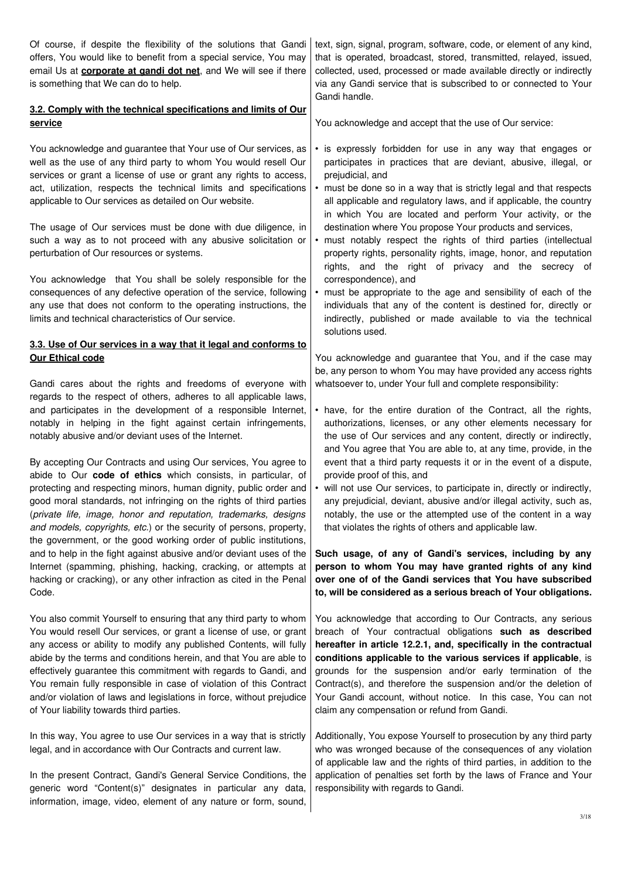Of course, if despite the flexibility of the solutions that Gandi offers, You would like to benefit from a special service, You may email Us at **corporate at gandi dot net**, and We will see if there is something that We can do to help.

### 3.2. Comply with the technical specifications and limits of Our service

You acknowledge and guarantee that Your use of Our services, as well as the use of any third party to whom You would resell Our services or grant a license of use or grant any rights to access, act, utilization, respects the technical limits and specifications applicable to Our services as detailed on Our website.

The usage of Our services must be done with due diligence, in such a way as to not proceed with any abusive solicitation or perturbation of Our resources or systems.

You acknowledge that You shall be solely responsible for the consequences of any defective operation of the service, following any use that does not conform to the operating instructions, the limits and technical characteristics of Our service.

### 3.3. Use of Our services in a way that it legal and conforms to Our Ethical code

Gandi cares about the rights and freedoms of everyone with regards to the respect of others, adheres to all applicable laws, and participates in the development of a responsible Internet, notably in helping in the fight against certain infringements, notably abusive and/or deviant uses of the Internet.

By accepting Our Contracts and using Our services, You agree to abide to Our **code of ethics** which consists, in particular, of protecting and respecting minors, human dignity, public order and good moral standards, not infringing on the rights of third parties (*private life, image, honor and reputation, trademarks, designs and models, copyrights, etc.*) or the security of persons, property, the government, or the good working order of public institutions, and to help in the fight against abusive and/or deviant uses of the Internet (spamming, phishing, hacking, cracking, or attempts at hacking or cracking), or any other infraction as cited in the Penal Code.

You also commit Yourself to ensuring that any third party to whom You would resell Our services, or grant a license of use, or grant any access or ability to modify any published Contents, will fully abide by the terms and conditions herein, and that You are able to effectively guarantee this commitment with regards to Gandi, and You remain fully responsible in case of violation of this Contract and/or violation of laws and legislations in force, without prejudice of Your liability towards third parties.

In this way, You agree to use Our services in a way that is strictly legal, and in accordance with Our Contracts and current law.

In the present Contract, Gandi's General Service Conditions, the generic word "Content(s)" designates in particular any data, information, image, video, element of any nature or form, sound, text, sign, signal, program, software, code, or element of any kind, that is operated, broadcast, stored, transmitted, relayed, issued, collected, used, processed or made available directly or indirectly via any Gandi service that is subscribed to or connected to Your Gandi handle.

You acknowledge and accept that the use of Our service:

- is expressly forbidden for use in any way that engages or participates in practices that are deviant, abusive, illegal, or prejudicial, and
- must be done so in a way that is strictly legal and that respects all applicable and regulatory laws, and if applicable, the country in which You are located and perform Your activity, or the destination where You propose Your products and services,
- must notably respect the rights of third parties (intellectual property rights, personality rights, image, honor, and reputation rights, and the right of privacy and the secrecy of correspondence), and
- must be appropriate to the age and sensibility of each of the individuals that any of the content is destined for, directly or indirectly, published or made available to via the technical solutions used.

You acknowledge and guarantee that You, and if the case may be, any person to whom You may have provided any access rights whatsoever to, under Your full and complete responsibility:

- have, for the entire duration of the Contract, all the rights, authorizations, licenses, or any other elements necessary for the use of Our services and any content, directly or indirectly, and You agree that You are able to, at any time, provide, in the event that a third party requests it or in the event of a dispute, provide proof of this, and
- will not use Our services, to participate in, directly or indirectly, any prejudicial, deviant, abusive and/or illegal activity, such as, notably, the use or the attempted use of the content in a way that violates the rights of others and applicable law.

**Such usage, of any of Gandi's services, including by any person to whom You may have granted rights of any kind over one of of the Gandi services that You have subscribed to, will be considered as a serious breach of Your obligations.**

You acknowledge that according to Our Contracts, any serious breach of Your contractual obligations **such as described hereafter in article 12.2.1, and, specifically in the contractual conditions applicable to the various services if applicable**, is grounds for the suspension and/or early termination of the Contract(s), and therefore the suspension and/or the deletion of Your Gandi account, without notice. In this case, You can not claim any compensation or refund from Gandi.

Additionally, You expose Yourself to prosecution by any third party who was wronged because of the consequences of any violation of applicable law and the rights of third parties, in addition to the application of penalties set forth by the laws of France and Your responsibility with regards to Gandi.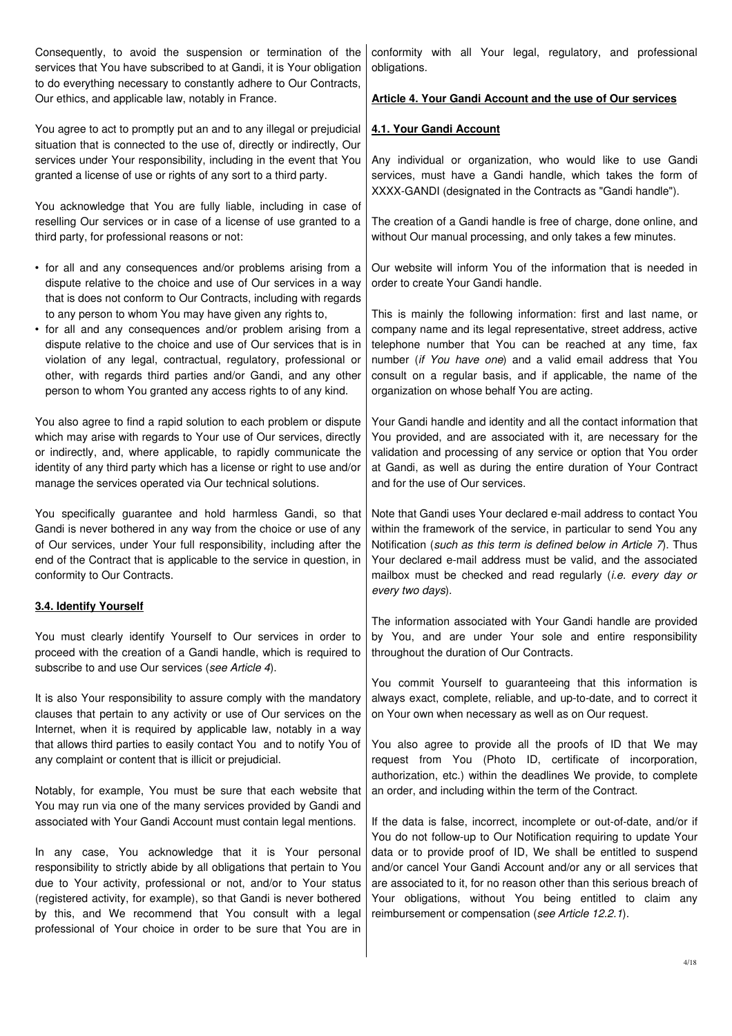Consequently, to avoid the suspension or termination of the services that You have subscribed to at Gandi, it is Your obligation to do everything necessary to constantly adhere to Our Contracts, Our ethics, and applicable law, notably in France.

You agree to act to promptly put an and to any illegal or prejudicial situation that is connected to the use of, directly or indirectly, Our services under Your responsibility, including in the event that You granted a license of use or rights of any sort to a third party.

You acknowledge that You are fully liable, including in case of reselling Our services or in case of a license of use granted to a third party, for professional reasons or not:

- for all and any consequences and/or problems arising from a dispute relative to the choice and use of Our services in a way that is does not conform to Our Contracts, including with regards to any person to whom You may have given any rights to,
- for all and any consequences and/or problem arising from a dispute relative to the choice and use of Our services that is in violation of any legal, contractual, regulatory, professional or other, with regards third parties and/or Gandi, and any other person to whom You granted any access rights to of any kind.

You also agree to find a rapid solution to each problem or dispute which may arise with regards to Your use of Our services, directly or indirectly, and, where applicable, to rapidly communicate the identity of any third party which has a license or right to use and/or manage the services operated via Our technical solutions.

You specifically guarantee and hold harmless Gandi, so that Gandi is never bothered in any way from the choice or use of any of Our services, under Your full responsibility, including after the end of the Contract that is applicable to the service in question, in conformity to Our Contracts.

**3.4. Identify Yourself**

You must clearly identify Yourself to Our services in order to proceed with the creation of a Gandi handle, which is required to subscribe to and use Our services (*see Article 4*).

It is also Your responsibility to assure comply with the mandatory clauses that pertain to any activity or use of Our services on the Internet, when it is required by applicable law, notably in a way that allows third parties to easily contact You and to notify You of any complaint or content that is illicit or prejudicial.

Notably, for example, You must be sure that each website that You may run via one of the many services provided by Gandi and associated with Your Gandi Account must contain legal mentions.

In any case, You acknowledge that it is Your personal responsibility to strictly abide by all obligations that pertain to You due to Your activity, professional or not, and/or to Your status (registered activity, for example), so that Gandi is never bothered by this, and We recommend that You consult with a legal professional of Your choice in order to be sure that You are in conformity with all Your legal, regulatory, and professional obligations.

**Article 4. Your Gandi Account and the use of Our services**

**4.1. Your Gandi Account**

Any individual or organization, who would like to use Gandi services, must have a Gandi handle, which takes the form of XXXX-GANDI (designated in the Contracts as "Gandi handle").

The creation of a Gandi handle is free of charge, done online, and without Our manual processing, and only takes a few minutes.

Our website will inform You of the information that is needed in order to create Your Gandi handle.

This is mainly the following information: first and last name, or company name and its legal representative, street address, active telephone number that You can be reached at any time, fax number (*if You have one*) and a valid email address that You consult on a regular basis, and if applicable, the name of the organization on whose behalf You are acting.

Your Gandi handle and identity and all the contact information that You provided, and are associated with it, are necessary for the validation and processing of any service or option that You order at Gandi, as well as during the entire duration of Your Contract and for the use of Our services.

Note that Gandi uses Your declared e-mail address to contact You within the framework of the service, in particular to send You any Notification (*such as this term is defined below in Article 7*). Thus Your declared e-mail address must be valid, and the associated mailbox must be checked and read regularly (*i.e. every day or every two days*).

The information associated with Your Gandi handle are provided by You, and are under Your sole and entire responsibility throughout the duration of Our Contracts.

You commit Yourself to guaranteeing that this information is always exact, complete, reliable, and up-to-date, and to correct it on Your own when necessary as well as on Our request.

You also agree to provide all the proofs of ID that We may request from You (Photo ID, certificate of incorporation, authorization, etc.) within the deadlines We provide, to complete an order, and including within the term of the Contract.

If the data is false, incorrect, incomplete or out-of-date, and/or if You do not follow-up to Our Notification requiring to update Your data or to provide proof of ID, We shall be entitled to suspend and/or cancel Your Gandi Account and/or any or all services that are associated to it, for no reason other than this serious breach of Your obligations, without You being entitled to claim any reimbursement or compensation (*see Article 12.2.1*).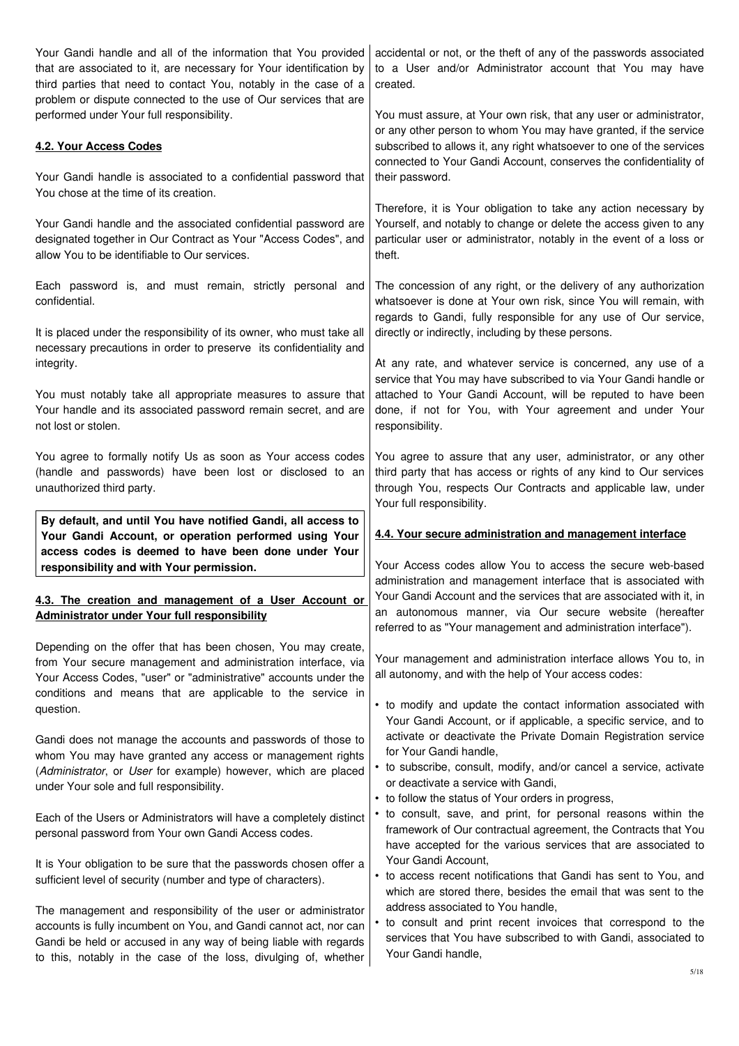Your Gandi handle and all of the information that You provided that are associated to it, are necessary for Your identification by third parties that need to contact You, notably in the case of a problem or dispute connected to the use of Our services that are performed under Your full responsibility.

### 4.2. Your Access Codes

Your Gandi handle is associated to a confidential password that You chose at the time of its creation.

Your Gandi handle and the associated confidential password are designated together in Our Contract as Your "Access Codes", and allow You to be identifiable to Our services.

Each password is, and must remain, strictly personal and confidential.

It is placed under the responsibility of its owner, who must take all necessary precautions in order to preserve its confidentiality and integrity.

You must notably take all appropriate measures to assure that Your handle and its associated password remain secret, and are not lost or stolen.

You agree to formally notify Us as soon as Your access codes (handle and passwords) have been lost or disclosed to an unauthorized third party.

**By default, and until You have notified Gandi, all access to Your Gandi Account, or operation performed using Your access codes is deemed to have been done under Your responsibility and with Your permission.**

### 4.3. The creation and management of a User Account or Administrator under Your full responsibility

Depending on the offer that has been chosen, You may create, from Your secure management and administration interface, via Your Access Codes, "user" or "administrative" accounts under the conditions and means that are applicable to the service in question.

Gandi does not manage the accounts and passwords of those to whom You may have granted any access or management rights (*Administrator*, or *User* for example) however, which are placed under Your sole and full responsibility.

Each of the Users or Administrators will have a completely distinct personal password from Your own Gandi Access codes.

It is Your obligation to be sure that the passwords chosen offer a sufficient level of security (number and type of characters).

The management and responsibility of the user or administrator accounts is fully incumbent on You, and Gandi cannot act, nor can Gandi be held or accused in any way of being liable with regards to this, notably in the case of the loss, divulging of, whether accidental or not, or the theft of any of the passwords associated to a User and/or Administrator account that You may have created.

You must assure, at Your own risk, that any user or administrator, or any other person to whom You may have granted, if the service subscribed to allows it, any right whatsoever to one of the services connected to Your Gandi Account, conserves the confidentiality of their password.

Therefore, it is Your obligation to take any action necessary by Yourself, and notably to change or delete the access given to any particular user or administrator, notably in the event of a loss or theft.

The concession of any right, or the delivery of any authorization whatsoever is done at Your own risk, since You will remain, with regards to Gandi, fully responsible for any use of Our service, directly or indirectly, including by these persons.

At any rate, and whatever service is concerned, any use of a service that You may have subscribed to via Your Gandi handle or attached to Your Gandi Account, will be reputed to have been done, if not for You, with Your agreement and under Your responsibility.

You agree to assure that any user, administrator, or any other third party that has access or rights of any kind to Our services through You, respects Our Contracts and applicable law, under Your full responsibility.

### 4.4. Your secure administration and management interface

Your Access codes allow You to access the secure web-based administration and management interface that is associated with Your Gandi Account and the services that are associated with it, in an autonomous manner, via Our secure website (hereafter referred to as "Your management and administration interface").

Your management and administration interface allows You to, in all autonomy, and with the help of Your access codes:

- to modify and update the contact information associated with Your Gandi Account, or if applicable, a specific service, and to activate or deactivate the Private Domain Registration service for Your Gandi handle,
- to subscribe, consult, modify, and/or cancel a service, activate or deactivate a service with Gandi,
- to follow the status of Your orders in progress,
- to consult, save, and print, for personal reasons within the framework of Our contractual agreement, the Contracts that You have accepted for the various services that are associated to Your Gandi Account,
- to access recent notifications that Gandi has sent to You, and which are stored there, besides the email that was sent to the address associated to You handle,
- to consult and print recent invoices that correspond to the services that You have subscribed to with Gandi, associated to Your Gandi handle,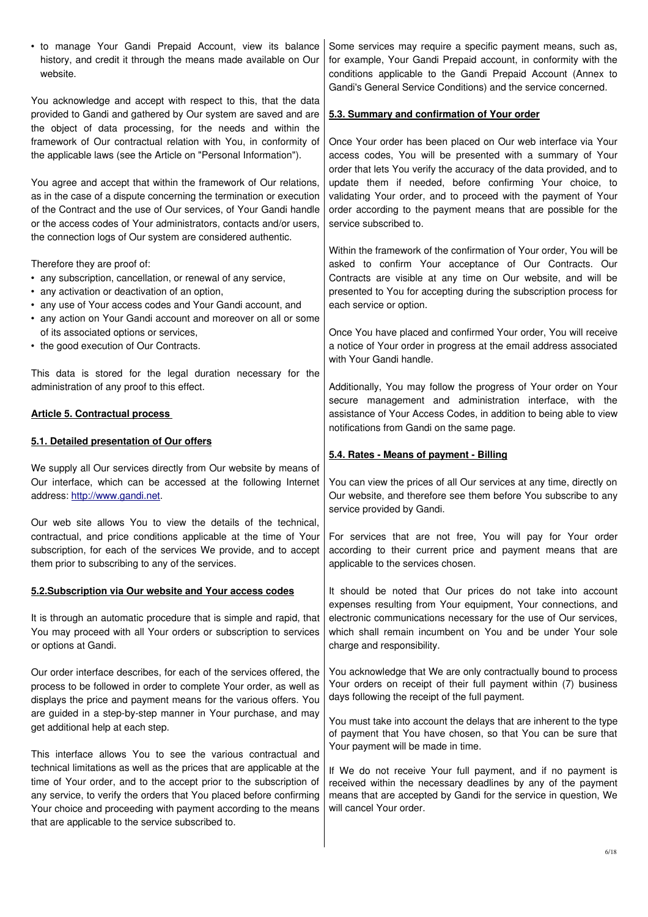- to manage Your Gandi Prepaid Account, view its balance history, and credit it through the means made available on Our website.

You acknowledge and accept with respect to this, that the data provided to Gandi and gathered by Our system are saved and are the object of data processing, for the needs and within the framework of Our contractual relation with You, in conformity of the applicable laws (see the Article on "Personal Information").

You agree and accept that within the framework of Our relations, as in the case of a dispute concerning the termination or execution of the Contract and the use of Our services, of Your Gandi handle or the access codes of Your administrators, contacts and/or users, the connection logs of Our system are considered authentic.

Therefore they are proof of:

- any subscription, cancellation, or renewal of any service,
- any activation or deactivation of an option,
- any use of Your access codes and Your Gandi account, and
- any action on Your Gandi account and moreover on all or some of its associated options or services,
- the good execution of Our Contracts.

This data is stored for the legal duration necessary for the administration of any proof to this effect.

## Article 5. Contractual process

### 5.1. Detailed presentation of Our offers

We supply all Our services directly from Our website by means of Our interface, which can be accessed at the following Internet address: http://www.gandi.net.

Our web site allows You to view the details of the technical, contractual, and price conditions applicable at the time of Your subscription, for each of the services We provide, and to accept them prior to subscribing to any of the services.

### 5.2.Subscription via Our website and Your access codes

It is through an automatic procedure that is simple and rapid, that You may proceed with all Your orders or subscription to services or options at Gandi.

Our order interface describes, for each of the services offered, the process to be followed in order to complete Your order, as well as displays the price and payment means for the various offers. You are guided in a step-by-step manner in Your purchase, and may get additional help at each step.

This interface allows You to see the various contractual and technical limitations as well as the prices that are applicable at the time of Your order, and to the accept prior to the subscription of any service, to verify the orders that You placed before confirming Your choice and proceeding with payment according to the means that are applicable to the service subscribed to.

Some services may require a specific payment means, such as, for example, Your Gandi Prepaid account, in conformity with the conditions applicable to the Gandi Prepaid Account (Annex to Gandi's General Service Conditions) and the service concerned.

### 5.3. Summary and confirmation of Your order

Once Your order has been placed on Our web interface via Your access codes, You will be presented with a summary of Your order that lets You verify the accuracy of the data provided, and to update them if needed, before confirming Your choice, to validating Your order, and to proceed with the payment of Your order according to the payment means that are possible for the service subscribed to.

Within the framework of the confirmation of Your order, You will be asked to confirm Your acceptance of Our Contracts. Our Contracts are visible at any time on Our website, and will be presented to You for accepting during the subscription process for each service or option.

Once You have placed and confirmed Your order, You will receive a notice of Your order in progress at the email address associated with Your Gandi handle.

Additionally, You may follow the progress of Your order on Your secure management and administration interface, with the assistance of Your Access Codes, in addition to being able to view notifications from Gandi on the same page.

### 5.4. Rates - Means of payment - Billing

You can view the prices of all Our services at any time, directly on Our website, and therefore see them before You subscribe to any service provided by Gandi.

For services that are not free, You will pay for Your order according to their current price and payment means that are applicable to the services chosen.

It should be noted that Our prices do not take into account expenses resulting from Your equipment, Your connections, and electronic communications necessary for the use of Our services, which shall remain incumbent on You and be under Your sole charge and responsibility.

You acknowledge that We are only contractually bound to process Your orders on receipt of their full payment within (7) business days following the receipt of the full payment.

You must take into account the delays that are inherent to the type of payment that You have chosen, so that You can be sure that Your payment will be made in time.

If We do not receive Your full payment, and if no payment is received within the necessary deadlines by any of the payment means that are accepted by Gandi for the service in question, We will cancel Your order.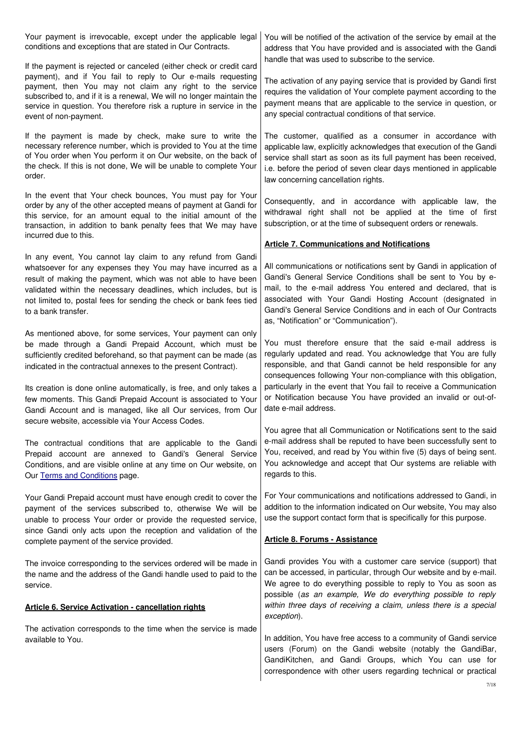Your payment is irrevocable, except under the applicable legal conditions and exceptions that are stated in Our Contracts.

If the payment is rejected or canceled (either check or credit card payment), and if You fail to reply to Our e-mails requesting payment, then You may not claim any right to the service subscribed to, and if it is a renewal, We will no longer maintain the service in question. You therefore risk a rupture in service in the event of non-payment.

If the payment is made by check, make sure to write the necessary reference number, which is provided to You at the time of You order when You perform it on Our website, on the back of the check. If this is not done, We will be unable to complete Your order.

In the event that Your check bounces, You must pay for Your order by any of the other accepted means of payment at Gandi for this service, for an amount equal to the initial amount of the transaction, in addition to bank penalty fees that We may have incurred due to this.

In any event, You cannot lay claim to any refund from Gandi whatsoever for any expenses they You may have incurred as a result of making the payment, which was not able to have been validated within the necessary deadlines, which includes, but is not limited to, postal fees for sending the check or bank fees tied to a bank transfer.

As mentioned above, for some services, Your payment can only be made through a Gandi Prepaid Account, which must be sufficiently credited beforehand, so that payment can be made (as indicated in the contractual annexes to the present Contract).

Its creation is done online automatically, is free, and only takes a few moments. This Gandi Prepaid Account is associated to Your Gandi Account and is managed, like all Our services, from Our secure website, accessible via Your Access Codes.

The contractual conditions that are applicable to the Gandi Prepaid account are annexed to Gandi's General Service Conditions, and are visible online at any time on Our website, on Our Terms and Conditions page.

Your Gandi Prepaid account must have enough credit to cover the payment of the services subscribed to, otherwise We will be unable to process Your order or provide the requested service, since Gandi only acts upon the reception and validation of the complete payment of the service provided.

The invoice corresponding to the services ordered will be made in the name and the address of the Gandi handle used to paid to the service.

## Article 6. Service Activation - cancellation rights

The activation corresponds to the time when the service is made available to You.

You will be notified of the activation of the service by email at the address that You have provided and is associated with the Gandi handle that was used to subscribe to the service.

The activation of any paying service that is provided by Gandi first requires the validation of Your complete payment according to the payment means that are applicable to the service in question, or any special contractual conditions of that service.

The customer, qualified as a consumer in accordance with applicable law, explicitly acknowledges that execution of the Gandi service shall start as soon as its full payment has been received, i.e. before the period of seven clear days mentioned in applicable law concerning cancellation rights.

Consequently, and in accordance with applicable law, the withdrawal right shall not be applied at the time of first subscription, or at the time of subsequent orders or renewals.

## Article 7. Communications and Notifications

All communications or notifications sent by Gandi in application of Gandi's General Service Conditions shall be sent to You by e-mail, to the e-mail address You entered and declared, that is associated with Your Gandi Hosting Account (designated in Gandi's General Service Conditions and in each of Our Contracts as, "Notification" or "Communication").

You must therefore ensure that the said e-mail address is regularly updated and read. You acknowledge that You are fully responsible, and that Gandi cannot be held responsible for any consequences following Your non-compliance with this obligation, particularly in the event that You fail to receive a Communication or Notification because You have provided an invalid or out-of-date e-mail address.

You agree that all Communication or Notifications sent to the said e-mail address shall be reputed to have been successfully sent to You, received, and read by You within five (5) days of being sent. You acknowledge and accept that Our systems are reliable with regards to this.

For Your communications and notifications addressed to Gandi, in addition to the information indicated on Our website, You may also use the support contact form that is specifically for this purpose.

## Article 8. Forums - Assistance

Gandi provides You with a customer care service (support) that can be accessed, in particular, through Our website and by e-mail. We agree to do everything possible to reply to You as soon as possible (*as an example, We do everything possible to reply within three days of receiving a claim, unless there is a special exception*).

In addition, You have free access to a community of Gandi service users (Forum) on the Gandi website (notably the GandiBar, GandiKitchen, and Gandi Groups, which You can use for correspondence with other users regarding technical or practical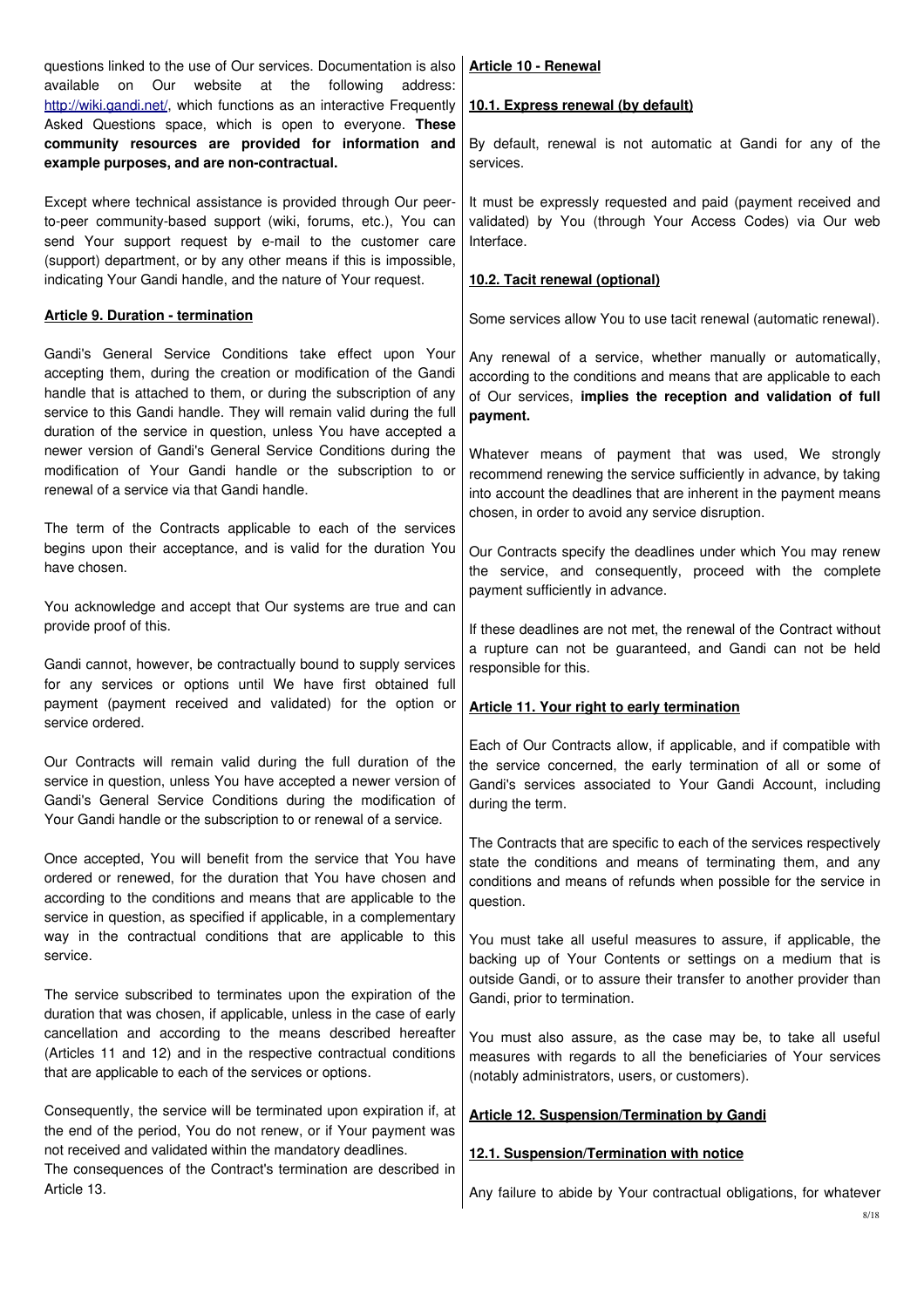questions linked to the use of Our services. Documentation is also available on Our website at the following address: http://wiki.gandi.net/, which functions as an interactive Frequently Asked Questions space, which is open to everyone. **These community resources are provided for information and example purposes, and are non-contractual.**

Except where technical assistance is provided through Our peer-to-peer community-based support (wiki, forums, etc.), You can send Your support request by e-mail to the customer care (support) department, or by any other means if this is impossible, indicating Your Gandi handle, and the nature of Your request.

## Article 9. Duration - termination

Gandi's General Service Conditions take effect upon Your accepting them, during the creation or modification of the Gandi handle that is attached to them, or during the subscription of any service to this Gandi handle. They will remain valid during the full duration of the service in question, unless You have accepted a newer version of Gandi's General Service Conditions during the modification of Your Gandi handle or the subscription to or renewal of a service via that Gandi handle.

The term of the Contracts applicable to each of the services begins upon their acceptance, and is valid for the duration You have chosen.

You acknowledge and accept that Our systems are true and can provide proof of this.

Gandi cannot, however, be contractually bound to supply services for any services or options until We have first obtained full payment (payment received and validated) for the option or service ordered.

Our Contracts will remain valid during the full duration of the service in question, unless You have accepted a newer version of Gandi's General Service Conditions during the modification of Your Gandi handle or the subscription to or renewal of a service.

Once accepted, You will benefit from the service that You have ordered or renewed, for the duration that You have chosen and according to the conditions and means that are applicable to the service in question, as specified if applicable, in a complementary way in the contractual conditions that are applicable to this service.

The service subscribed to terminates upon the expiration of the duration that was chosen, if applicable, unless in the case of early cancellation and according to the means described hereafter (Articles 11 and 12) and in the respective contractual conditions that are applicable to each of the services or options.

Consequently, the service will be terminated upon expiration if, at the end of the period, You do not renew, or if Your payment was not received and validated within the mandatory deadlines.
The consequences of the Contract's termination are described in Article 13.

## Article 10 - Renewal

### 10.1. Express renewal (by default)

By default, renewal is not automatic at Gandi for any of the services.

It must be expressly requested and paid (payment received and validated) by You (through Your Access Codes) via Our web Interface.

### 10.2. Tacit renewal (optional)

Some services allow You to use tacit renewal (automatic renewal).

Any renewal of a service, whether manually or automatically, according to the conditions and means that are applicable to each of Our services, **implies the reception and validation of full payment.**

Whatever means of payment that was used, We strongly recommend renewing the service sufficiently in advance, by taking into account the deadlines that are inherent in the payment means chosen, in order to avoid any service disruption.

Our Contracts specify the deadlines under which You may renew the service, and consequently, proceed with the complete payment sufficiently in advance.

If these deadlines are not met, the renewal of the Contract without a rupture can not be guaranteed, and Gandi can not be held responsible for this.

## Article 11. Your right to early termination

Each of Our Contracts allow, if applicable, and if compatible with the service concerned, the early termination of all or some of Gandi's services associated to Your Gandi Account, including during the term.

The Contracts that are specific to each of the services respectively state the conditions and means of terminating them, and any conditions and means of refunds when possible for the service in question.

You must take all useful measures to assure, if applicable, the backing up of Your Contents or settings on a medium that is outside Gandi, or to assure their transfer to another provider than Gandi, prior to termination.

You must also assure, as the case may be, to take all useful measures with regards to all the beneficiaries of Your services (notably administrators, users, or customers).

## Article 12. Suspension/Termination by Gandi

### 12.1. Suspension/Termination with notice

Any failure to abide by Your contractual obligations, for whatever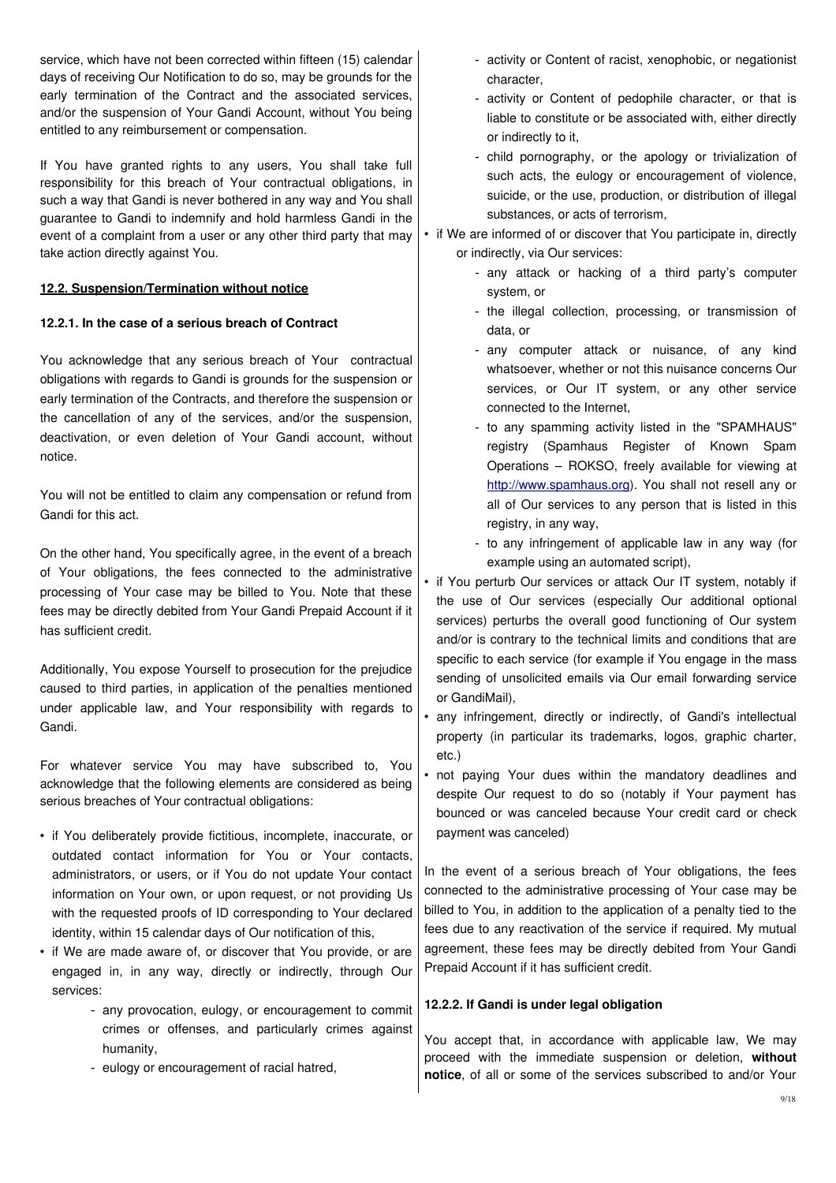service, which have not been corrected within fifteen (15) calendar days of receiving Our Notification to do so, may be grounds for the early termination of the Contract and the associated services, and/or the suspension of Your Gandi Account, without You being entitled to any reimbursement or compensation.

If You have granted rights to any users, You shall take full responsibility for this breach of Your contractual obligations, in such a way that Gandi is never bothered in any way and You shall guarantee to Gandi to indemnify and hold harmless Gandi in the event of a complaint from a user or any other third party that may take action directly against You.

**12.2. Suspension/Termination without notice**

**12.2.1. In the case of a serious breach of Contract**

You acknowledge that any serious breach of Your contractual obligations with regards to Gandi is grounds for the suspension or early termination of the Contracts, and therefore the suspension or the cancellation of any of the services, and/or the suspension, deactivation, or even deletion of Your Gandi account, without notice.

You will not be entitled to claim any compensation or refund from Gandi for this act.

On the other hand, You specifically agree, in the event of a breach of Your obligations, the fees connected to the administrative processing of Your case may be billed to You. Note that these fees may be directly debited from Your Gandi Prepaid Account if it has sufficient credit.

Additionally, You expose Yourself to prosecution for the prejudice caused to third parties, in application of the penalties mentioned under applicable law, and Your responsibility with regards to Gandi.

For whatever service You may have subscribed to, You acknowledge that the following elements are considered as being serious breaches of Your contractual obligations:

- if You deliberately provide fictitious, incomplete, inaccurate, or outdated contact information for You or Your contacts, administrators, or users, or if You do not update Your contact information on Your own, or upon request, or not providing Us with the requested proofs of ID corresponding to Your declared identity, within 15 calendar days of Our notification of this,
- if We are made aware of, or discover that You provide, or are engaged in, in any way, directly or indirectly, through Our services:
    - any provocation, eulogy, or encouragement to commit crimes or offenses, and particularly crimes against humanity,
    - eulogy or encouragement of racial hatred,
    - activity or Content of racist, xenophobic, or negationist character,
    - activity or Content of pedophile character, or that is liable to constitute or be associated with, either directly or indirectly to it,
    - child pornography, or the apology or trivialization of such acts, the eulogy or encouragement of violence, suicide, or the use, production, or distribution of illegal substances, or acts of terrorism,
- if We are informed of or discover that You participate in, directly or indirectly, via Our services:
    - any attack or hacking of a third party's computer system, or
    - the illegal collection, processing, or transmission of data, or
    - any computer attack or nuisance, of any kind whatsoever, whether or not this nuisance concerns Our services, or Our IT system, or any other service connected to the Internet,
    - to any spamming activity listed in the "SPAMHAUS" registry (Spamhaus Register of Known Spam Operations – ROKSO, freely available for viewing at http://www.spamhaus.org). You shall not resell any or all of Our services to any person that is listed in this registry, in any way,
    - to any infringement of applicable law in any way (for example using an automated script),
- if You perturb Our services or attack Our IT system, notably if the use of Our services (especially Our additional optional services) perturbs the overall good functioning of Our system and/or is contrary to the technical limits and conditions that are specific to each service (for example if You engage in the mass sending of unsolicited emails via Our email forwarding service or GandiMail),
- any infringement, directly or indirectly, of Gandi's intellectual property (in particular its trademarks, logos, graphic charter, etc.)
- not paying Your dues within the mandatory deadlines and despite Our request to do so (notably if Your payment has bounced or was canceled because Your credit card or check payment was canceled)

In the event of a serious breach of Your obligations, the fees connected to the administrative processing of Your case may be billed to You, in addition to the application of a penalty tied to the fees due to any reactivation of the service if required. My mutual agreement, these fees may be directly debited from Your Gandi Prepaid Account if it has sufficient credit.

**12.2.2. If Gandi is under legal obligation**

You accept that, in accordance with applicable law, We may proceed with the immediate suspension or deletion, **without notice**, of all or some of the services subscribed to and/or Your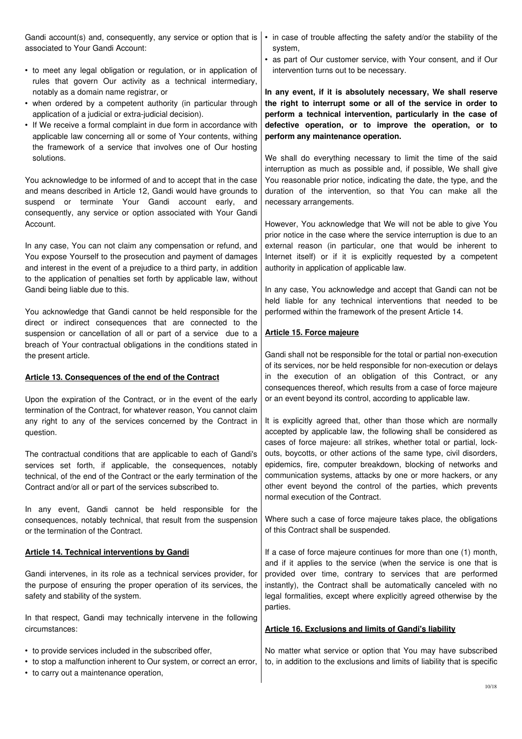Gandi account(s) and, consequently, any service or option that is associated to Your Gandi Account:

- to meet any legal obligation or regulation, or in application of rules that govern Our activity as a technical intermediary, notably as a domain name registrar, or
- when ordered by a competent authority (in particular through application of a judicial or extra-judicial decision).
- If We receive a formal complaint in due form in accordance with applicable law concerning all or some of Your contents, withing the framework of a service that involves one of Our hosting solutions.

You acknowledge to be informed of and to accept that in the case and means described in Article 12, Gandi would have grounds to suspend or terminate Your Gandi account early, and consequently, any service or option associated with Your Gandi Account.

In any case, You can not claim any compensation or refund, and You expose Yourself to the prosecution and payment of damages and interest in the event of a prejudice to a third party, in addition to the application of penalties set forth by applicable law, without Gandi being liable due to this.

You acknowledge that Gandi cannot be held responsible for the direct or indirect consequences that are connected to the suspension or cancellation of all or part of a service due to a breach of Your contractual obligations in the conditions stated in the present article.

## Article 13. Consequences of the end of the Contract

Upon the expiration of the Contract, or in the event of the early termination of the Contract, for whatever reason, You cannot claim any right to any of the services concerned by the Contract in question.

The contractual conditions that are applicable to each of Gandi's services set forth, if applicable, the consequences, notably technical, of the end of the Contract or the early termination of the Contract and/or all or part of the services subscribed to.

In any event, Gandi cannot be held responsible for the consequences, notably technical, that result from the suspension or the termination of the Contract.

## Article 14. Technical interventions by Gandi

Gandi intervenes, in its role as a technical services provider, for the purpose of ensuring the proper operation of its services, the safety and stability of the system.

In that respect, Gandi may technically intervene in the following circumstances:

- to provide services included in the subscribed offer,
- to stop a malfunction inherent to Our system, or correct an error,
- to carry out a maintenance operation,
- in case of trouble affecting the safety and/or the stability of the system,
- as part of Our customer service, with Your consent, and if Our intervention turns out to be necessary.

**In any event, if it is absolutely necessary, We shall reserve the right to interrupt some or all of the service in order to perform a technical intervention, particularly in the case of defective operation, or to improve the operation, or to perform any maintenance operation.**

We shall do everything necessary to limit the time of the said interruption as much as possible and, if possible, We shall give You reasonable prior notice, indicating the date, the type, and the duration of the intervention, so that You can make all the necessary arrangements.

However, You acknowledge that We will not be able to give You prior notice in the case where the service interruption is due to an external reason (in particular, one that would be inherent to Internet itself) or if it is explicitly requested by a competent authority in application of applicable law.

In any case, You acknowledge and accept that Gandi can not be held liable for any technical interventions that needed to be performed within the framework of the present Article 14.

## Article 15. Force majeure

Gandi shall not be responsible for the total or partial non-execution of its services, nor be held responsible for non-execution or delays in the execution of an obligation of this Contract, or any consequences thereof, which results from a case of force majeure or an event beyond its control, according to applicable law.

It is explicitly agreed that, other than those which are normally accepted by applicable law, the following shall be considered as cases of force majeure: all strikes, whether total or partial, lock-outs, boycotts, or other actions of the same type, civil disorders, epidemics, fire, computer breakdown, blocking of networks and communication systems, attacks by one or more hackers, or any other event beyond the control of the parties, which prevents normal execution of the Contract.

Where such a case of force majeure takes place, the obligations of this Contract shall be suspended.

If a case of force majeure continues for more than one (1) month, and if it applies to the service (when the service is one that is provided over time, contrary to services that are performed instantly), the Contract shall be automatically canceled with no legal formalities, except where explicitly agreed otherwise by the parties.

## Article 16. Exclusions and limits of Gandi's liability

No matter what service or option that You may have subscribed to, in addition to the exclusions and limits of liability that is specific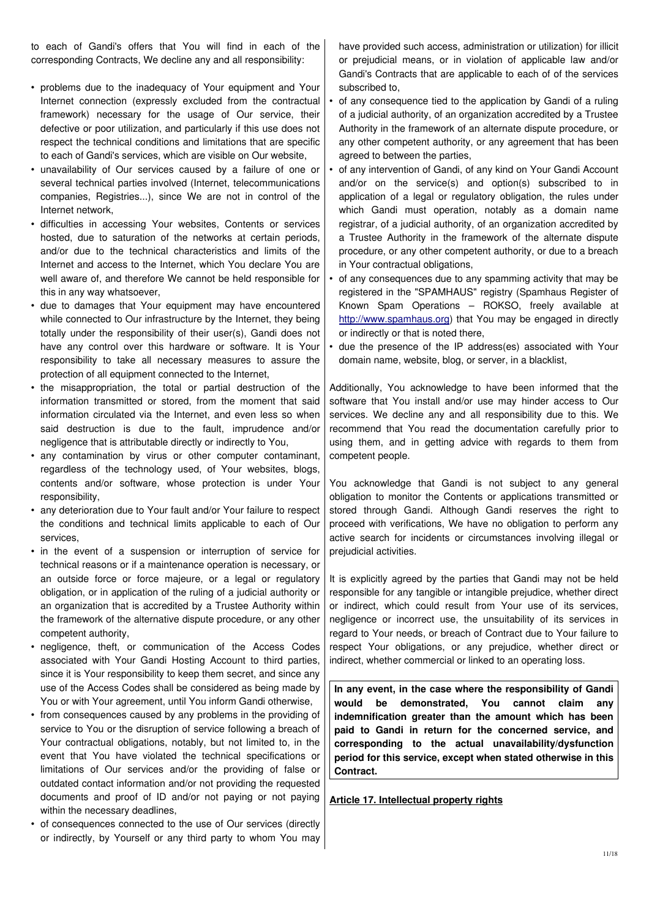to each of Gandi's offers that You will find in each of the corresponding Contracts, We decline any and all responsibility:

- problems due to the inadequacy of Your equipment and Your Internet connection (expressly excluded from the contractual framework) necessary for the usage of Our service, their defective or poor utilization, and particularly if this use does not respect the technical conditions and limitations that are specific to each of Gandi's services, which are visible on Our website,
- unavailability of Our services caused by a failure of one or several technical parties involved (Internet, telecommunications companies, Registries...), since We are not in control of the Internet network,
- difficulties in accessing Your websites, Contents or services hosted, due to saturation of the networks at certain periods, and/or due to the technical characteristics and limits of the Internet and access to the Internet, which You declare You are well aware of, and therefore We cannot be held responsible for this in any way whatsoever,
- due to damages that Your equipment may have encountered while connected to Our infrastructure by the Internet, they being totally under the responsibility of their user(s), Gandi does not have any control over this hardware or software. It is Your responsibility to take all necessary measures to assure the protection of all equipment connected to the Internet,
- the misappropriation, the total or partial destruction of the information transmitted or stored, from the moment that said information circulated via the Internet, and even less so when said destruction is due to the fault, imprudence and/or negligence that is attributable directly or indirectly to You,
- any contamination by virus or other computer contaminant, regardless of the technology used, of Your websites, blogs, contents and/or software, whose protection is under Your responsibility,
- any deterioration due to Your fault and/or Your failure to respect the conditions and technical limits applicable to each of Our services,
- in the event of a suspension or interruption of service for technical reasons or if a maintenance operation is necessary, or an outside force or force majeure, or a legal or regulatory obligation, or in application of the ruling of a judicial authority or an organization that is accredited by a Trustee Authority within the framework of the alternative dispute procedure, or any other competent authority,
- negligence, theft, or communication of the Access Codes associated with Your Gandi Hosting Account to third parties, since it is Your responsibility to keep them secret, and since any use of the Access Codes shall be considered as being made by You or with Your agreement, until You inform Gandi otherwise,
- from consequences caused by any problems in the providing of service to You or the disruption of service following a breach of Your contractual obligations, notably, but not limited to, in the event that You have violated the technical specifications or limitations of Our services and/or the providing of false or outdated contact information and/or not providing the requested documents and proof of ID and/or not paying or not paying within the necessary deadlines,
- of consequences connected to the use of Our services (directly or indirectly, by Yourself or any third party to whom You may have provided such access, administration or utilization) for illicit or prejudicial means, or in violation of applicable law and/or Gandi's Contracts that are applicable to each of of the services subscribed to,
- of any consequence tied to the application by Gandi of a ruling of a judicial authority, of an organization accredited by a Trustee Authority in the framework of an alternate dispute procedure, or any other competent authority, or any agreement that has been agreed to between the parties,
- of any intervention of Gandi, of any kind on Your Gandi Account and/or on the service(s) and option(s) subscribed to in application of a legal or regulatory obligation, the rules under which Gandi must operation, notably as a domain name registrar, of a judicial authority, of an organization accredited by a Trustee Authority in the framework of the alternate dispute procedure, or any other competent authority, or due to a breach in Your contractual obligations,
- of any consequences due to any spamming activity that may be registered in the "SPAMHAUS" registry (Spamhaus Register of Known Spam Operations – ROKSO, freely available at http://www.spamhaus.org) that You may be engaged in directly or indirectly or that is noted there,
- due the presence of the IP address(es) associated with Your domain name, website, blog, or server, in a blacklist,

Additionally, You acknowledge to have been informed that the software that You install and/or use may hinder access to Our services. We decline any and all responsibility due to this. We recommend that You read the documentation carefully prior to using them, and in getting advice with regards to them from competent people.

You acknowledge that Gandi is not subject to any general obligation to monitor the Contents or applications transmitted or stored through Gandi. Although Gandi reserves the right to proceed with verifications, We have no obligation to perform any active search for incidents or circumstances involving illegal or prejudicial activities.

It is explicitly agreed by the parties that Gandi may not be held responsible for any tangible or intangible prejudice, whether direct or indirect, which could result from Your use of its services, negligence or incorrect use, the unsuitability of its services in regard to Your needs, or breach of Contract due to Your failure to respect Your obligations, or any prejudice, whether direct or indirect, whether commercial or linked to an operating loss.

**In any event, in the case where the responsibility of Gandi would be demonstrated, You cannot claim any indemnification greater than the amount which has been paid to Gandi in return for the concerned service, and corresponding to the actual unavailability/dysfunction period for this service, except when stated otherwise in this Contract.**

## Article 17. Intellectual property rights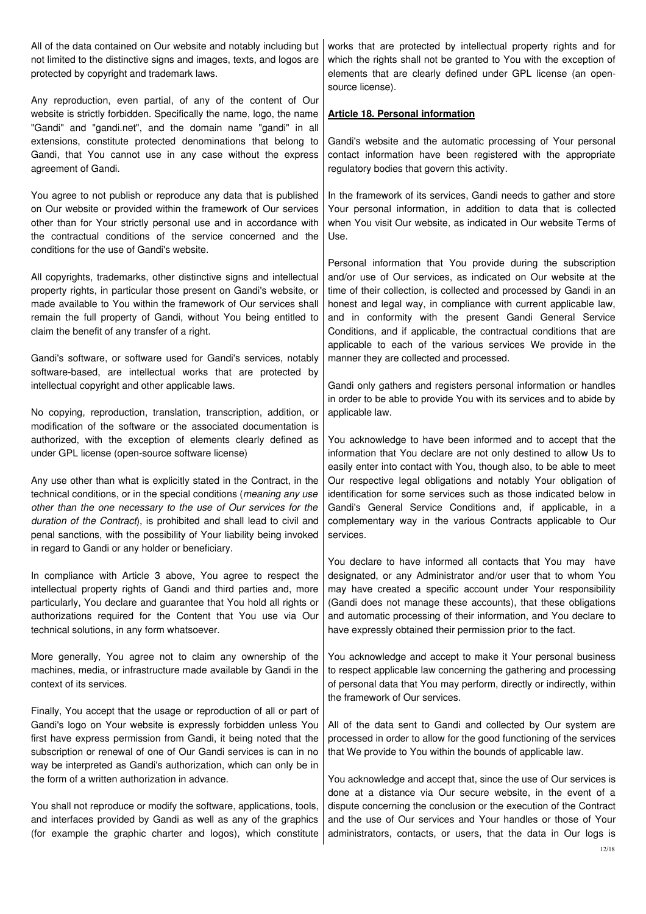All of the data contained on Our website and notably including but not limited to the distinctive signs and images, texts, and logos are protected by copyright and trademark laws.

Any reproduction, even partial, of any of the content of Our website is strictly forbidden. Specifically the name, logo, the name "Gandi" and "gandi.net", and the domain name "gandi" in all extensions, constitute protected denominations that belong to Gandi, that You cannot use in any case without the express agreement of Gandi.

You agree to not publish or reproduce any data that is published on Our website or provided within the framework of Our services other than for Your strictly personal use and in accordance with the contractual conditions of the service concerned and the conditions for the use of Gandi's website.

All copyrights, trademarks, other distinctive signs and intellectual property rights, in particular those present on Gandi's website, or made available to You within the framework of Our services shall remain the full property of Gandi, without You being entitled to claim the benefit of any transfer of a right.

Gandi's software, or software used for Gandi's services, notably software-based, are intellectual works that are protected by intellectual copyright and other applicable laws.

No copying, reproduction, translation, transcription, addition, or modification of the software or the associated documentation is authorized, with the exception of elements clearly defined as under GPL license (open-source software license)

Any use other than what is explicitly stated in the Contract, in the technical conditions, or in the special conditions (*meaning any use other than the one necessary to the use of Our services for the duration of the Contract*), is prohibited and shall lead to civil and penal sanctions, with the possibility of Your liability being invoked in regard to Gandi or any holder or beneficiary.

In compliance with Article 3 above, You agree to respect the intellectual property rights of Gandi and third parties and, more particularly, You declare and guarantee that You hold all rights or authorizations required for the Content that You use via Our technical solutions, in any form whatsoever.

More generally, You agree not to claim any ownership of the machines, media, or infrastructure made available by Gandi in the context of its services.

Finally, You accept that the usage or reproduction of all or part of Gandi's logo on Your website is expressly forbidden unless You first have express permission from Gandi, it being noted that the subscription or renewal of one of Our Gandi services is can in no way be interpreted as Gandi's authorization, which can only be in the form of a written authorization in advance.

You shall not reproduce or modify the software, applications, tools, and interfaces provided by Gandi as well as any of the graphics (for example the graphic charter and logos), which constitute works that are protected by intellectual property rights and for which the rights shall not be granted to You with the exception of elements that are clearly defined under GPL license (an open-source license).

## Article 18. Personal information

Gandi's website and the automatic processing of Your personal contact information have been registered with the appropriate regulatory bodies that govern this activity.

In the framework of its services, Gandi needs to gather and store Your personal information, in addition to data that is collected when You visit Our website, as indicated in Our website Terms of Use.

Personal information that You provide during the subscription and/or use of Our services, as indicated on Our website at the time of their collection, is collected and processed by Gandi in an honest and legal way, in compliance with current applicable law, and in conformity with the present Gandi General Service Conditions, and if applicable, the contractual conditions that are applicable to each of the various services We provide in the manner they are collected and processed.

Gandi only gathers and registers personal information or handles in order to be able to provide You with its services and to abide by applicable law.

You acknowledge to have been informed and to accept that the information that You declare are not only destined to allow Us to easily enter into contact with You, though also, to be able to meet Our respective legal obligations and notably Your obligation of identification for some services such as those indicated below in Gandi's General Service Conditions and, if applicable, in a complementary way in the various Contracts applicable to Our services.

You declare to have informed all contacts that You may have designated, or any Administrator and/or user that to whom You may have created a specific account under Your responsibility (Gandi does not manage these accounts), that these obligations and automatic processing of their information, and You declare to have expressly obtained their permission prior to the fact.

You acknowledge and accept to make it Your personal business to respect applicable law concerning the gathering and processing of personal data that You may perform, directly or indirectly, within the framework of Our services.

All of the data sent to Gandi and collected by Our system are processed in order to allow for the good functioning of the services that We provide to You within the bounds of applicable law.

You acknowledge and accept that, since the use of Our services is done at a distance via Our secure website, in the event of a dispute concerning the conclusion or the execution of the Contract and the use of Our services and Your handles or those of Your administrators, contacts, or users, that the data in Our logs is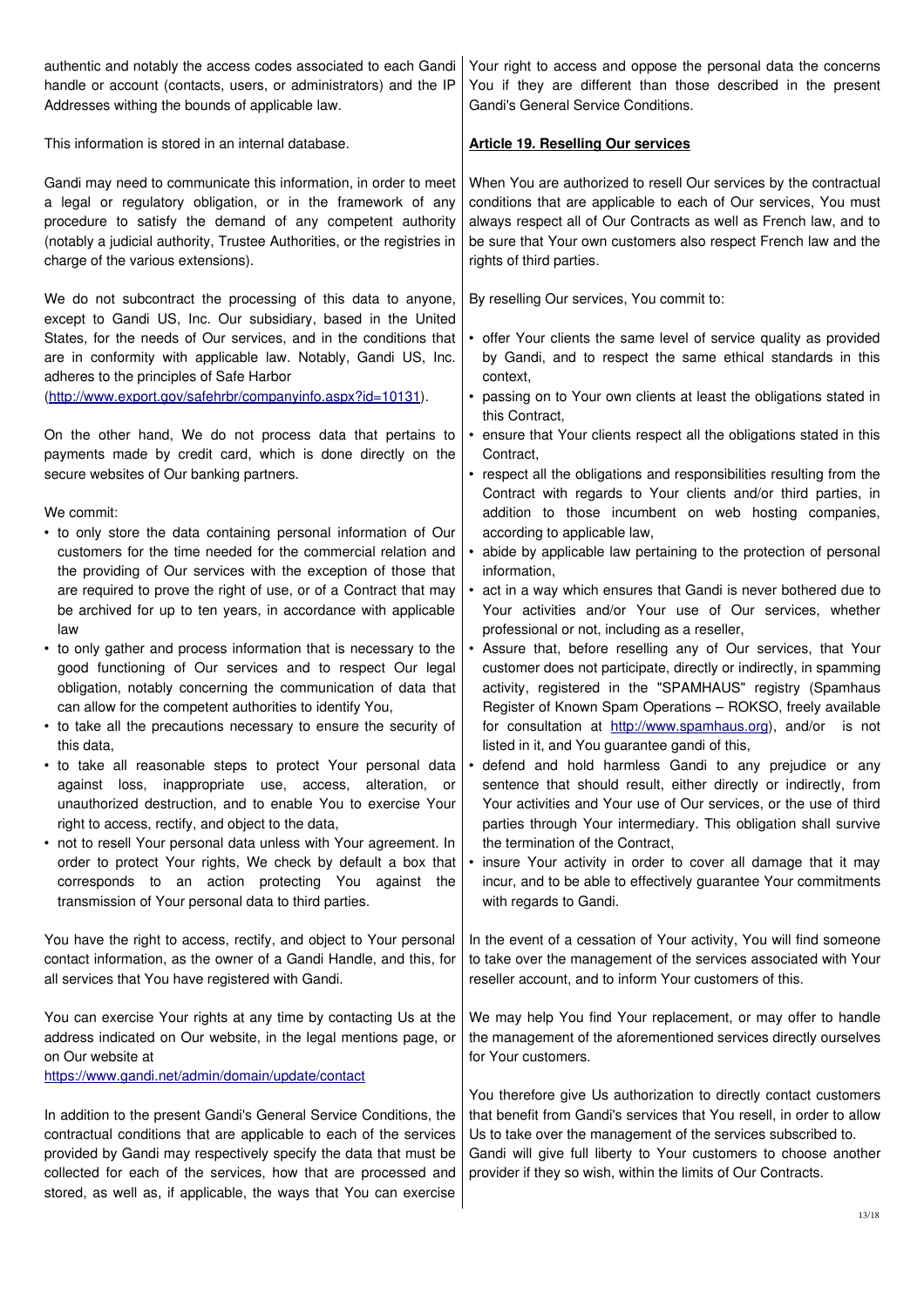authentic and notably the access codes associated to each Gandi handle or account (contacts, users, or administrators) and the IP Addresses withing the bounds of applicable law.

This information is stored in an internal database.

Gandi may need to communicate this information, in order to meet a legal or regulatory obligation, or in the framework of any procedure to satisfy the demand of any competent authority (notably a judicial authority, Trustee Authorities, or the registries in charge of the various extensions).

We do not subcontract the processing of this data to anyone, except to Gandi US, Inc. Our subsidiary, based in the United States, for the needs of Our services, and in the conditions that are in conformity with applicable law. Notably, Gandi US, Inc. adheres to the principles of Safe Harbor (http://www.export.gov/safehrbr/companyinfo.aspx?id=10131).

On the other hand, We do not process data that pertains to payments made by credit card, which is done directly on the secure websites of Our banking partners.

We commit:

- to only store the data containing personal information of Our customers for the time needed for the commercial relation and the providing of Our services with the exception of those that are required to prove the right of use, or of a Contract that may be archived for up to ten years, in accordance with applicable law
- to only gather and process information that is necessary to the good functioning of Our services and to respect Our legal obligation, notably concerning the communication of data that can allow for the competent authorities to identify You,
- to take all the precautions necessary to ensure the security of this data,
- to take all reasonable steps to protect Your personal data against loss, inappropriate use, access, alteration, or unauthorized destruction, and to enable You to exercise Your right to access, rectify, and object to the data,
- not to resell Your personal data unless with Your agreement. In order to protect Your rights, We check by default a box that corresponds to an action protecting You against the transmission of Your personal data to third parties.

You have the right to access, rectify, and object to Your personal contact information, as the owner of a Gandi Handle, and this, for all services that You have registered with Gandi.

You can exercise Your rights at any time by contacting Us at the address indicated on Our website, in the legal mentions page, or on Our website at https://www.gandi.net/admin/domain/update/contact

In addition to the present Gandi's General Service Conditions, the contractual conditions that are applicable to each of the services provided by Gandi may respectively specify the data that must be collected for each of the services, how that are processed and stored, as well as, if applicable, the ways that You can exercise Your right to access and oppose the personal data the concerns You if they are different than those described in the present Gandi's General Service Conditions.

## Article 19. Reselling Our services

When You are authorized to resell Our services by the contractual conditions that are applicable to each of Our services, You must always respect all of Our Contracts as well as French law, and to be sure that Your own customers also respect French law and the rights of third parties.

By reselling Our services, You commit to:

- offer Your clients the same level of service quality as provided by Gandi, and to respect the same ethical standards in this context,
- passing on to Your own clients at least the obligations stated in this Contract,
- ensure that Your clients respect all the obligations stated in this Contract,
- respect all the obligations and responsibilities resulting from the Contract with regards to Your clients and/or third parties, in addition to those incumbent on web hosting companies, according to applicable law,
- abide by applicable law pertaining to the protection of personal information,
- act in a way which ensures that Gandi is never bothered due to Your activities and/or Your use of Our services, whether professional or not, including as a reseller,
- Assure that, before reselling any of Our services, that Your customer does not participate, directly or indirectly, in spamming activity, registered in the "SPAMHAUS" registry (Spamhaus Register of Known Spam Operations – ROKSO, freely available for consultation at http://www.spamhaus.org), and/or is not listed in it, and You guarantee gandi of this,
- defend and hold harmless Gandi to any prejudice or any sentence that should result, either directly or indirectly, from Your activities and Your use of Our services, or the use of third parties through Your intermediary. This obligation shall survive the termination of the Contract,
- insure Your activity in order to cover all damage that it may incur, and to be able to effectively guarantee Your commitments with regards to Gandi.

In the event of a cessation of Your activity, You will find someone to take over the management of the services associated with Your reseller account, and to inform Your customers of this.

We may help You find Your replacement, or may offer to handle the management of the aforementioned services directly ourselves for Your customers.

You therefore give Us authorization to directly contact customers that benefit from Gandi's services that You resell, in order to allow Us to take over the management of the services subscribed to. Gandi will give full liberty to Your customers to choose another provider if they so wish, within the limits of Our Contracts.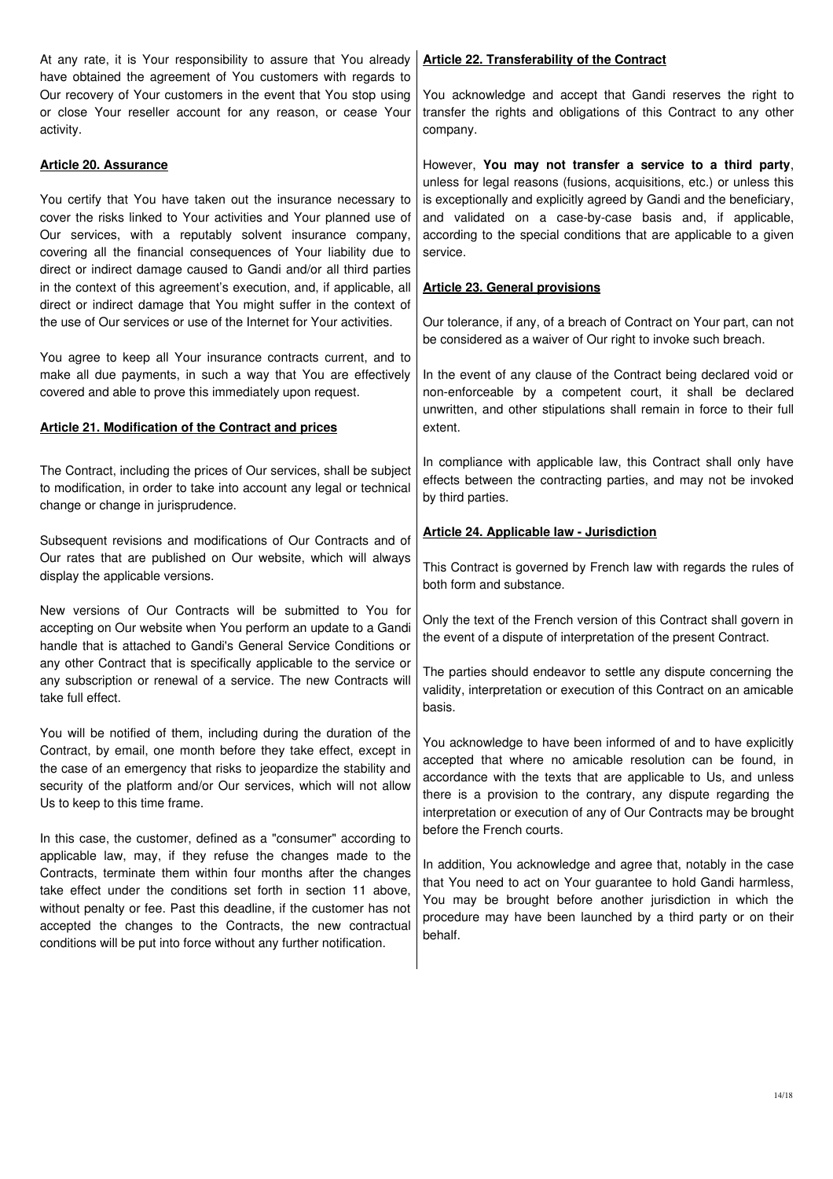At any rate, it is Your responsibility to assure that You already have obtained the agreement of You customers with regards to Our recovery of Your customers in the event that You stop using or close Your reseller account for any reason, or cease Your activity.

## Article 20. Assurance

You certify that You have taken out the insurance necessary to cover the risks linked to Your activities and Your planned use of Our services, with a reputably solvent insurance company, covering all the financial consequences of Your liability due to direct or indirect damage caused to Gandi and/or all third parties in the context of this agreement's execution, and, if applicable, all direct or indirect damage that You might suffer in the context of the use of Our services or use of the Internet for Your activities.

You agree to keep all Your insurance contracts current, and to make all due payments, in such a way that You are effectively covered and able to prove this immediately upon request.

## Article 21. Modification of the Contract and prices

The Contract, including the prices of Our services, shall be subject to modification, in order to take into account any legal or technical change or change in jurisprudence.

Subsequent revisions and modifications of Our Contracts and of Our rates that are published on Our website, which will always display the applicable versions.

New versions of Our Contracts will be submitted to You for accepting on Our website when You perform an update to a Gandi handle that is attached to Gandi's General Service Conditions or any other Contract that is specifically applicable to the service or any subscription or renewal of a service. The new Contracts will take full effect.

You will be notified of them, including during the duration of the Contract, by email, one month before they take effect, except in the case of an emergency that risks to jeopardize the stability and security of the platform and/or Our services, which will not allow Us to keep to this time frame.

In this case, the customer, defined as a "consumer" according to applicable law, may, if they refuse the changes made to the Contracts, terminate them within four months after the changes take effect under the conditions set forth in section 11 above, without penalty or fee. Past this deadline, if the customer has not accepted the changes to the Contracts, the new contractual conditions will be put into force without any further notification.

## Article 22. Transferability of the Contract

You acknowledge and accept that Gandi reserves the right to transfer the rights and obligations of this Contract to any other company.

However, **You may not transfer a service to a third party**, unless for legal reasons (fusions, acquisitions, etc.) or unless this is exceptionally and explicitly agreed by Gandi and the beneficiary, and validated on a case-by-case basis and, if applicable, according to the special conditions that are applicable to a given service.

## Article 23. General provisions

Our tolerance, if any, of a breach of Contract on Your part, can not be considered as a waiver of Our right to invoke such breach.

In the event of any clause of the Contract being declared void or non-enforceable by a competent court, it shall be declared unwritten, and other stipulations shall remain in force to their full extent.

In compliance with applicable law, this Contract shall only have effects between the contracting parties, and may not be invoked by third parties.

## Article 24. Applicable law - Jurisdiction

This Contract is governed by French law with regards the rules of both form and substance.

Only the text of the French version of this Contract shall govern in the event of a dispute of interpretation of the present Contract.

The parties should endeavor to settle any dispute concerning the validity, interpretation or execution of this Contract on an amicable basis.

You acknowledge to have been informed of and to have explicitly accepted that where no amicable resolution can be found, in accordance with the texts that are applicable to Us, and unless there is a provision to the contrary, any dispute regarding the interpretation or execution of any of Our Contracts may be brought before the French courts.

In addition, You acknowledge and agree that, notably in the case that You need to act on Your guarantee to hold Gandi harmless, You may be brought before another jurisdiction in which the procedure may have been launched by a third party or on their behalf.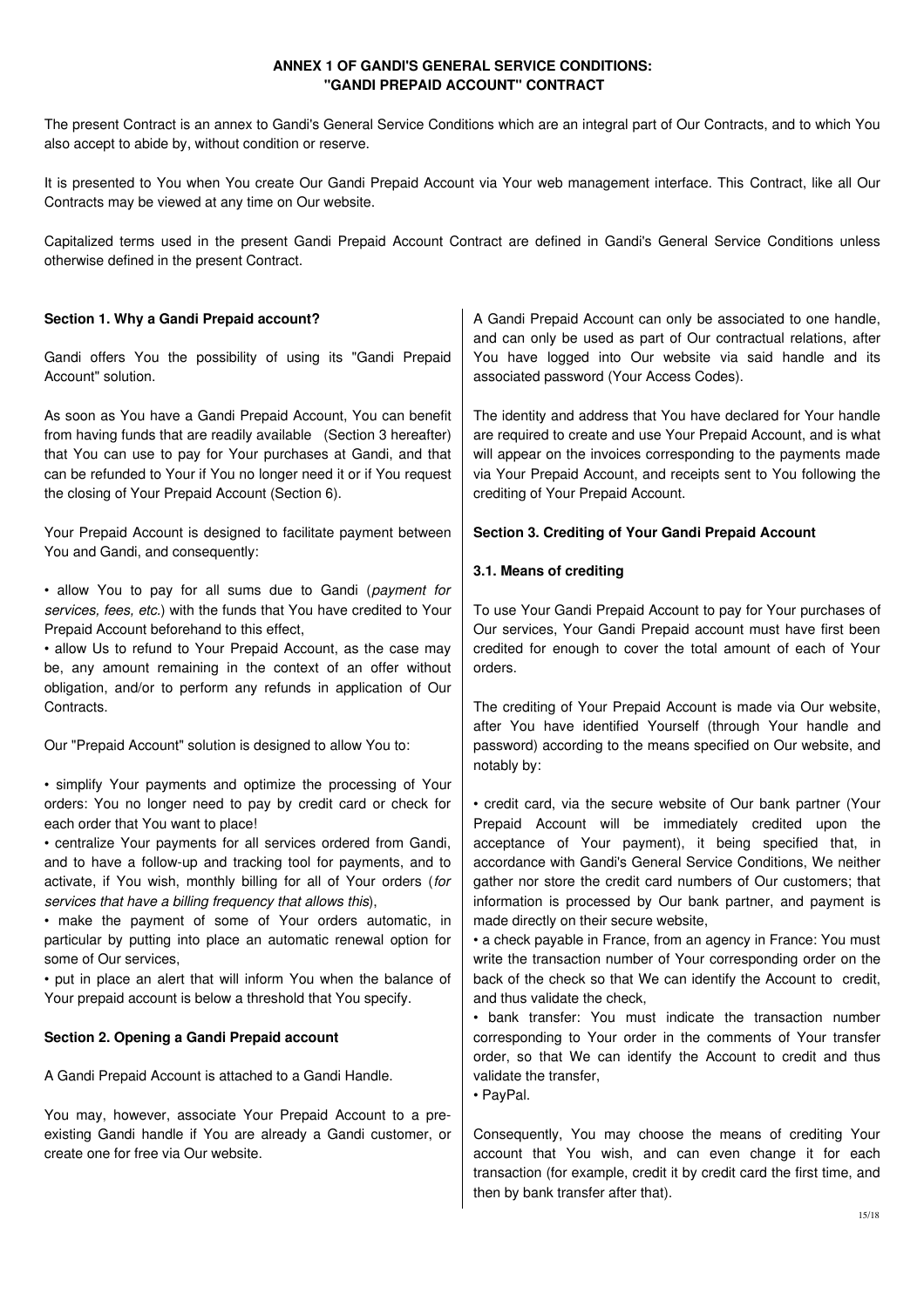**ANNEX 1 OF GANDI'S GENERAL SERVICE CONDITIONS: "GANDI PREPAID ACCOUNT" CONTRACT**

The present Contract is an annex to Gandi's General Service Conditions which are an integral part of Our Contracts, and to which You also accept to abide by, without condition or reserve.

It is presented to You when You create Our Gandi Prepaid Account via Your web management interface. This Contract, like all Our Contracts may be viewed at any time on Our website.

Capitalized terms used in the present Gandi Prepaid Account Contract are defined in Gandi's General Service Conditions unless otherwise defined in the present Contract.

**Section 1. Why a Gandi Prepaid account?**

Gandi offers You the possibility of using its "Gandi Prepaid Account" solution.

As soon as You have a Gandi Prepaid Account, You can benefit from having funds that are readily available (Section 3 hereafter) that You can use to pay for Your purchases at Gandi, and that can be refunded to Your if You no longer need it or if You request the closing of Your Prepaid Account (Section 6).

Your Prepaid Account is designed to facilitate payment between You and Gandi, and consequently:

- allow You to pay for all sums due to Gandi (*payment for services, fees, etc.*) with the funds that You have credited to Your Prepaid Account beforehand to this effect,
- allow Us to refund to Your Prepaid Account, as the case may be, any amount remaining in the context of an offer without obligation, and/or to perform any refunds in application of Our Contracts.

Our "Prepaid Account" solution is designed to allow You to:

- simplify Your payments and optimize the processing of Your orders: You no longer need to pay by credit card or check for each order that You want to place!
- centralize Your payments for all services ordered from Gandi, and to have a follow-up and tracking tool for payments, and to activate, if You wish, monthly billing for all of Your orders (*for services that have a billing frequency that allows this*),
- make the payment of some of Your orders automatic, in particular by putting into place an automatic renewal option for some of Our services,
- put in place an alert that will inform You when the balance of Your prepaid account is below a threshold that You specify.

**Section 2. Opening a Gandi Prepaid account**

A Gandi Prepaid Account is attached to a Gandi Handle.

You may, however, associate Your Prepaid Account to a pre-existing Gandi handle if You are already a Gandi customer, or create one for free via Our website.

A Gandi Prepaid Account can only be associated to one handle, and can only be used as part of Our contractual relations, after You have logged into Our website via said handle and its associated password (Your Access Codes).

The identity and address that You have declared for Your handle are required to create and use Your Prepaid Account, and is what will appear on the invoices corresponding to the payments made via Your Prepaid Account, and receipts sent to You following the crediting of Your Prepaid Account.

**Section 3. Crediting of Your Gandi Prepaid Account**

**3.1. Means of crediting**

To use Your Gandi Prepaid Account to pay for Your purchases of Our services, Your Gandi Prepaid account must have first been credited for enough to cover the total amount of each of Your orders.

The crediting of Your Prepaid Account is made via Our website, after You have identified Yourself (through Your handle and password) according to the means specified on Our website, and notably by:

- credit card, via the secure website of Our bank partner (Your Prepaid Account will be immediately credited upon the acceptance of Your payment), it being specified that, in accordance with Gandi's General Service Conditions, We neither gather nor store the credit card numbers of Our customers; that information is processed by Our bank partner, and payment is made directly on their secure website,
- a check payable in France, from an agency in France: You must write the transaction number of Your corresponding order on the back of the check so that We can identify the Account to credit, and thus validate the check,
- bank transfer: You must indicate the transaction number corresponding to Your order in the comments of Your transfer order, so that We can identify the Account to credit and thus validate the transfer,
- PayPal.

Consequently, You may choose the means of crediting Your account that You wish, and can even change it for each transaction (for example, credit it by credit card the first time, and then by bank transfer after that).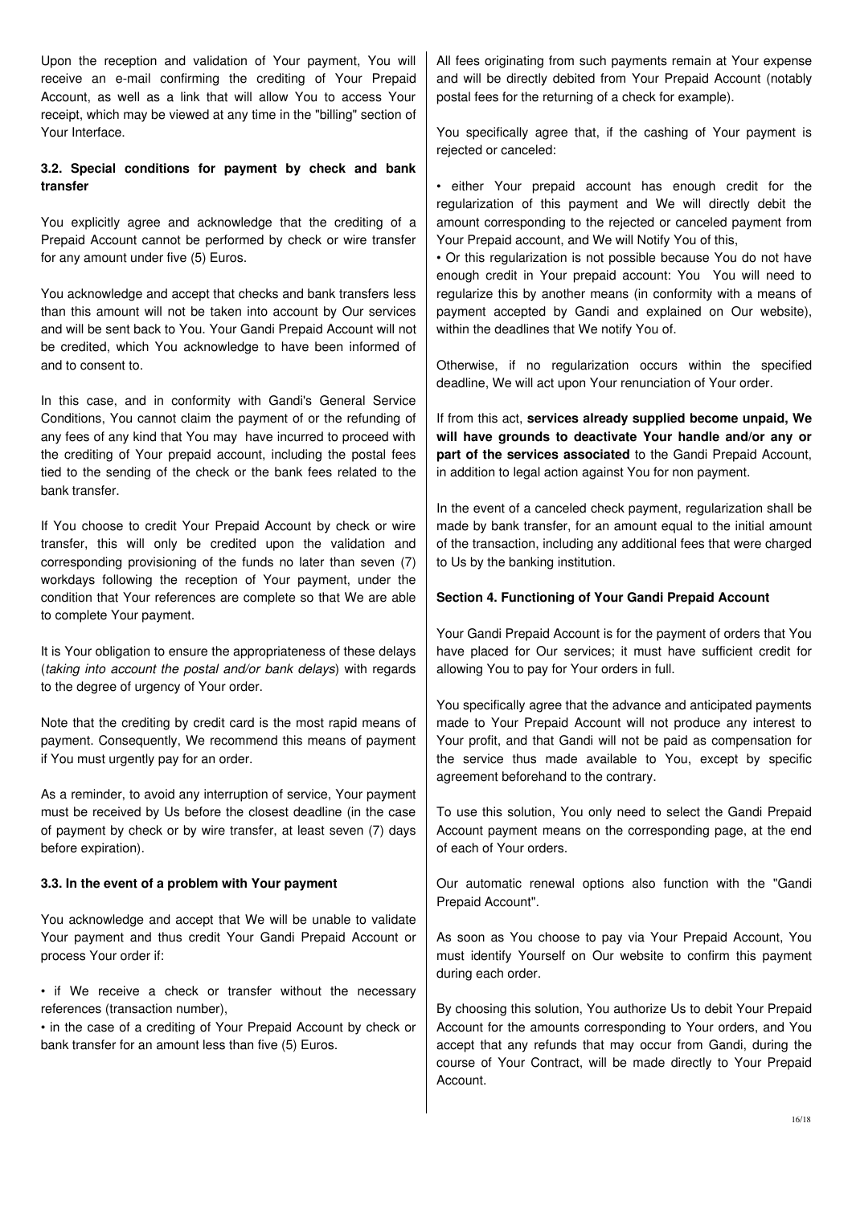Upon the reception and validation of Your payment, You will receive an e-mail confirming the crediting of Your Prepaid Account, as well as a link that will allow You to access Your receipt, which may be viewed at any time in the "billing" section of Your Interface.

### 3.2. Special conditions for payment by check and bank transfer

You explicitly agree and acknowledge that the crediting of a Prepaid Account cannot be performed by check or wire transfer for any amount under five (5) Euros.

You acknowledge and accept that checks and bank transfers less than this amount will not be taken into account by Our services and will be sent back to You. Your Gandi Prepaid Account will not be credited, which You acknowledge to have been informed of and to consent to.

In this case, and in conformity with Gandi's General Service Conditions, You cannot claim the payment of or the refunding of any fees of any kind that You may have incurred to proceed with the crediting of Your prepaid account, including the postal fees tied to the sending of the check or the bank fees related to the bank transfer.

If You choose to credit Your Prepaid Account by check or wire transfer, this will only be credited upon the validation and corresponding provisioning of the funds no later than seven (7) workdays following the reception of Your payment, under the condition that Your references are complete so that We are able to complete Your payment.

It is Your obligation to ensure the appropriateness of these delays (*taking into account the postal and/or bank delays*) with regards to the degree of urgency of Your order.

Note that the crediting by credit card is the most rapid means of payment. Consequently, We recommend this means of payment if You must urgently pay for an order.

As a reminder, to avoid any interruption of service, Your payment must be received by Us before the closest deadline (in the case of payment by check or by wire transfer, at least seven (7) days before expiration).

### 3.3. In the event of a problem with Your payment

You acknowledge and accept that We will be unable to validate Your payment and thus credit Your Gandi Prepaid Account or process Your order if:

- if We receive a check or transfer without the necessary references (transaction number),
- in the case of a crediting of Your Prepaid Account by check or bank transfer for an amount less than five (5) Euros.

All fees originating from such payments remain at Your expense and will be directly debited from Your Prepaid Account (notably postal fees for the returning of a check for example).

You specifically agree that, if the cashing of Your payment is rejected or canceled:

- either Your prepaid account has enough credit for the regularization of this payment and We will directly debit the amount corresponding to the rejected or canceled payment from Your Prepaid account, and We will Notify You of this,
- Or this regularization is not possible because You do not have enough credit in Your prepaid account: You You will need to regularize this by another means (in conformity with a means of payment accepted by Gandi and explained on Our website), within the deadlines that We notify You of.

Otherwise, if no regularization occurs within the specified deadline, We will act upon Your renunciation of Your order.

If from this act, **services already supplied become unpaid, We will have grounds to deactivate Your handle and/or any or part of the services associated** to the Gandi Prepaid Account, in addition to legal action against You for non payment.

In the event of a canceled check payment, regularization shall be made by bank transfer, for an amount equal to the initial amount of the transaction, including any additional fees that were charged to Us by the banking institution.

## Section 4. Functioning of Your Gandi Prepaid Account

Your Gandi Prepaid Account is for the payment of orders that You have placed for Our services; it must have sufficient credit for allowing You to pay for Your orders in full.

You specifically agree that the advance and anticipated payments made to Your Prepaid Account will not produce any interest to Your profit, and that Gandi will not be paid as compensation for the service thus made available to You, except by specific agreement beforehand to the contrary.

To use this solution, You only need to select the Gandi Prepaid Account payment means on the corresponding page, at the end of each of Your orders.

Our automatic renewal options also function with the "Gandi Prepaid Account".

As soon as You choose to pay via Your Prepaid Account, You must identify Yourself on Our website to confirm this payment during each order.

By choosing this solution, You authorize Us to debit Your Prepaid Account for the amounts corresponding to Your orders, and You accept that any refunds that may occur from Gandi, during the course of Your Contract, will be made directly to Your Prepaid Account.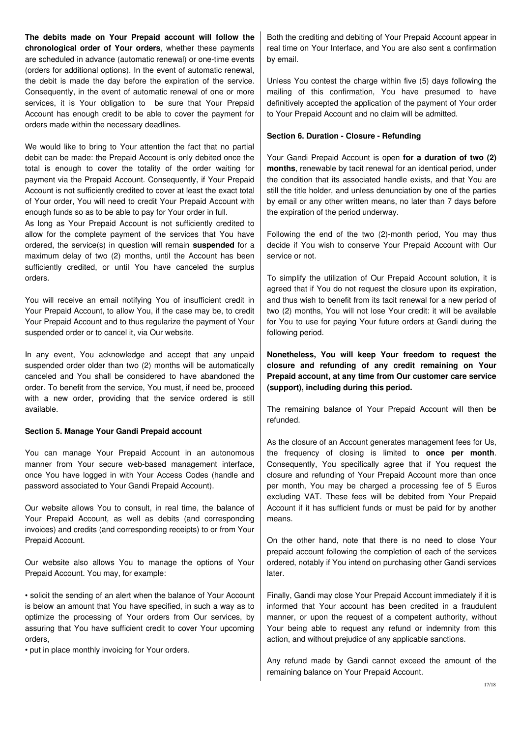**The debits made on Your Prepaid account will follow the chronological order of Your orders**, whether these payments are scheduled in advance (automatic renewal) or one-time events (orders for additional options). In the event of automatic renewal, the debit is made the day before the expiration of the service. Consequently, in the event of automatic renewal of one or more services, it is Your obligation to be sure that Your Prepaid Account has enough credit to be able to cover the payment for orders made within the necessary deadlines.

We would like to bring to Your attention the fact that no partial debit can be made: the Prepaid Account is only debited once the total is enough to cover the totality of the order waiting for payment via the Prepaid Account. Consequently, if Your Prepaid Account is not sufficiently credited to cover at least the exact total of Your order, You will need to credit Your Prepaid Account with enough funds so as to be able to pay for Your order in full.

As long as Your Prepaid Account is not sufficiently credited to allow for the complete payment of the services that You have ordered, the service(s) in question will remain **suspended** for a maximum delay of two (2) months, until the Account has been sufficiently credited, or until You have canceled the surplus orders.

You will receive an email notifying You of insufficient credit in Your Prepaid Account, to allow You, if the case may be, to credit Your Prepaid Account and to thus regularize the payment of Your suspended order or to cancel it, via Our website.

In any event, You acknowledge and accept that any unpaid suspended order older than two (2) months will be automatically canceled and You shall be considered to have abandoned the order. To benefit from the service, You must, if need be, proceed with a new order, providing that the service ordered is still available.

**Section 5. Manage Your Gandi Prepaid account**

You can manage Your Prepaid Account in an autonomous manner from Your secure web-based management interface, once You have logged in with Your Access Codes (handle and password associated to Your Gandi Prepaid Account).

Our website allows You to consult, in real time, the balance of Your Prepaid Account, as well as debits (and corresponding invoices) and credits (and corresponding receipts) to or from Your Prepaid Account.

Our website also allows You to manage the options of Your Prepaid Account. You may, for example:

- solicit the sending of an alert when the balance of Your Account is below an amount that You have specified, in such a way as to optimize the processing of Your orders from Our services, by assuring that You have sufficient credit to cover Your upcoming orders,
- put in place monthly invoicing for Your orders.

Both the crediting and debiting of Your Prepaid Account appear in real time on Your Interface, and You are also sent a confirmation by email.

Unless You contest the charge within five (5) days following the mailing of this confirmation, You have presumed to have definitively accepted the application of the payment of Your order to Your Prepaid Account and no claim will be admitted.

**Section 6. Duration - Closure - Refunding**

Your Gandi Prepaid Account is open **for a duration of two (2) months**, renewable by tacit renewal for an identical period, under the condition that its associated handle exists, and that You are still the title holder, and unless denunciation by one of the parties by email or any other written means, no later than 7 days before the expiration of the period underway.

Following the end of the two (2)-month period, You may thus decide if You wish to conserve Your Prepaid Account with Our service or not.

To simplify the utilization of Our Prepaid Account solution, it is agreed that if You do not request the closure upon its expiration, and thus wish to benefit from its tacit renewal for a new period of two (2) months, You will not lose Your credit: it will be available for You to use for paying Your future orders at Gandi during the following period.

**Nonetheless, You will keep Your freedom to request the closure and refunding of any credit remaining on Your Prepaid account, at any time from Our customer care service (support), including during this period.**

The remaining balance of Your Prepaid Account will then be refunded.

As the closure of an Account generates management fees for Us, the frequency of closing is limited to **once per month**. Consequently, You specifically agree that if You request the closure and refunding of Your Prepaid Account more than once per month, You may be charged a processing fee of 5 Euros excluding VAT. These fees will be debited from Your Prepaid Account if it has sufficient funds or must be paid for by another means.

On the other hand, note that there is no need to close Your prepaid account following the completion of each of the services ordered, notably if You intend on purchasing other Gandi services later.

Finally, Gandi may close Your Prepaid Account immediately if it is informed that Your account has been credited in a fraudulent manner, or upon the request of a competent authority, without Your being able to request any refund or indemnity from this action, and without prejudice of any applicable sanctions.

Any refund made by Gandi cannot exceed the amount of the remaining balance on Your Prepaid Account.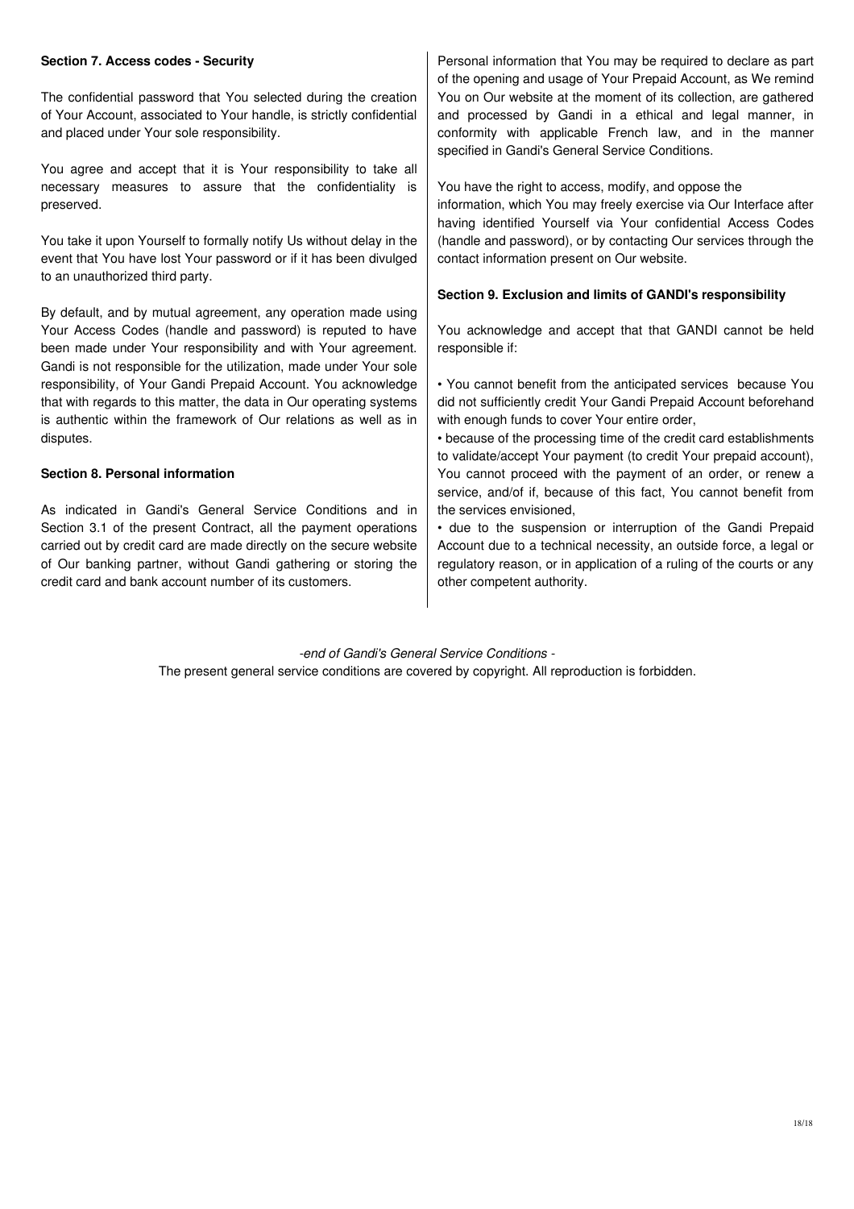**Section 7. Access codes - Security**

The confidential password that You selected during the creation of Your Account, associated to Your handle, is strictly confidential and placed under Your sole responsibility.

You agree and accept that it is Your responsibility to take all necessary measures to assure that the confidentiality is preserved.

You take it upon Yourself to formally notify Us without delay in the event that You have lost Your password or if it has been divulged to an unauthorized third party.

By default, and by mutual agreement, any operation made using Your Access Codes (handle and password) is reputed to have been made under Your responsibility and with Your agreement. Gandi is not responsible for the utilization, made under Your sole responsibility, of Your Gandi Prepaid Account. You acknowledge that with regards to this matter, the data in Our operating systems is authentic within the framework of Our relations as well as in disputes.

**Section 8. Personal information**

As indicated in Gandi's General Service Conditions and in Section 3.1 of the present Contract, all the payment operations carried out by credit card are made directly on the secure website of Our banking partner, without Gandi gathering or storing the credit card and bank account number of its customers.

Personal information that You may be required to declare as part of the opening and usage of Your Prepaid Account, as We remind You on Our website at the moment of its collection, are gathered and processed by Gandi in a ethical and legal manner, in conformity with applicable French law, and in the manner specified in Gandi's General Service Conditions.

You have the right to access, modify, and oppose the information, which You may freely exercise via Our Interface after having identified Yourself via Your confidential Access Codes (handle and password), or by contacting Our services through the contact information present on Our website.

**Section 9. Exclusion and limits of GANDI's responsibility**

You acknowledge and accept that that GANDI cannot be held responsible if:

- You cannot benefit from the anticipated services because You did not sufficiently credit Your Gandi Prepaid Account beforehand with enough funds to cover Your entire order,
- because of the processing time of the credit card establishments to validate/accept Your payment (to credit Your prepaid account), You cannot proceed with the payment of an order, or renew a service, and/of if, because of this fact, You cannot benefit from the services envisioned,
- due to the suspension or interruption of the Gandi Prepaid Account due to a technical necessity, an outside force, a legal or regulatory reason, or in application of a ruling of the courts or any other competent authority.

*-end of Gandi's General Service Conditions -*

The present general service conditions are covered by copyright. All reproduction is forbidden.